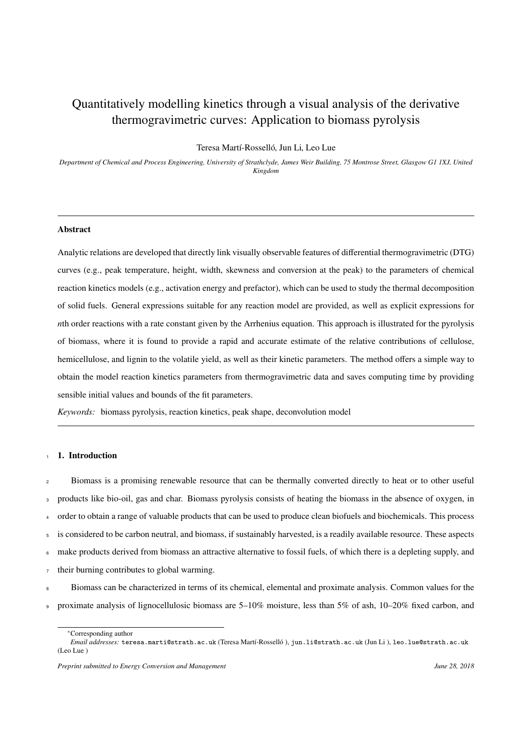# Quantitatively modelling kinetics through a visual analysis of the derivative thermogravimetric curves: Application to biomass pyrolysis

Teresa Martí-Rosselló, Jun Li, Leo Lue

*Department of Chemical and Process Engineering, University of Strathclyde, James Weir Building, 75 Montrose Street, Glasgow G1 1XJ, United Kingdom*

## Abstract

Analytic relations are developed that directly link visually observable features of differential thermogravimetric (DTG) curves (e.g., peak temperature, height, width, skewness and conversion at the peak) to the parameters of chemical reaction kinetics models (e.g., activation energy and prefactor), which can be used to study the thermal decomposition of solid fuels. General expressions suitable for any reaction model are provided, as well as explicit expressions for *n*th order reactions with a rate constant given by the Arrhenius equation. This approach is illustrated for the pyrolysis of biomass, where it is found to provide a rapid and accurate estimate of the relative contributions of cellulose, hemicellulose, and lignin to the volatile yield, as well as their kinetic parameters. The method offers a simple way to obtain the model reaction kinetics parameters from thermogravimetric data and saves computing time by providing sensible initial values and bounds of the fit parameters.

*Keywords:* biomass pyrolysis, reaction kinetics, peak shape, deconvolution model

## 1. Introduction

Biomass is a promising renewable resource that can be thermally converted directly to heat or to other useful products like bio-oil, gas and char. Biomass pyrolysis consists of heating the biomass in the absence of oxygen, in order to obtain a range of valuable products that can be used to produce clean biofuels and biochemicals. This process is considered to be carbon neutral, and biomass, if sustainably harvested, is a readily available resource. These aspects make products derived from biomass an attractive alternative to fossil fuels, of which there is a depleting supply, and their burning contributes to global warming.

Biomass can be characterized in terms of its chemical, elemental and proximate analysis. Common values for the proximate analysis of lignocellulosic biomass are 5–10% moisture, less than 5% of ash, 10–20% fixed carbon, and

*Corresponding author

*Email addresses:* teresa.marti@strath.ac.uk (Teresa Martí-Rosselló ), jun.li@strath.ac.uk (Jun Li ), leo.lue@strath.ac.uk (Leo Lue )

*Preprint submitted to Energy Conversion and Management* — *June 28, 2018*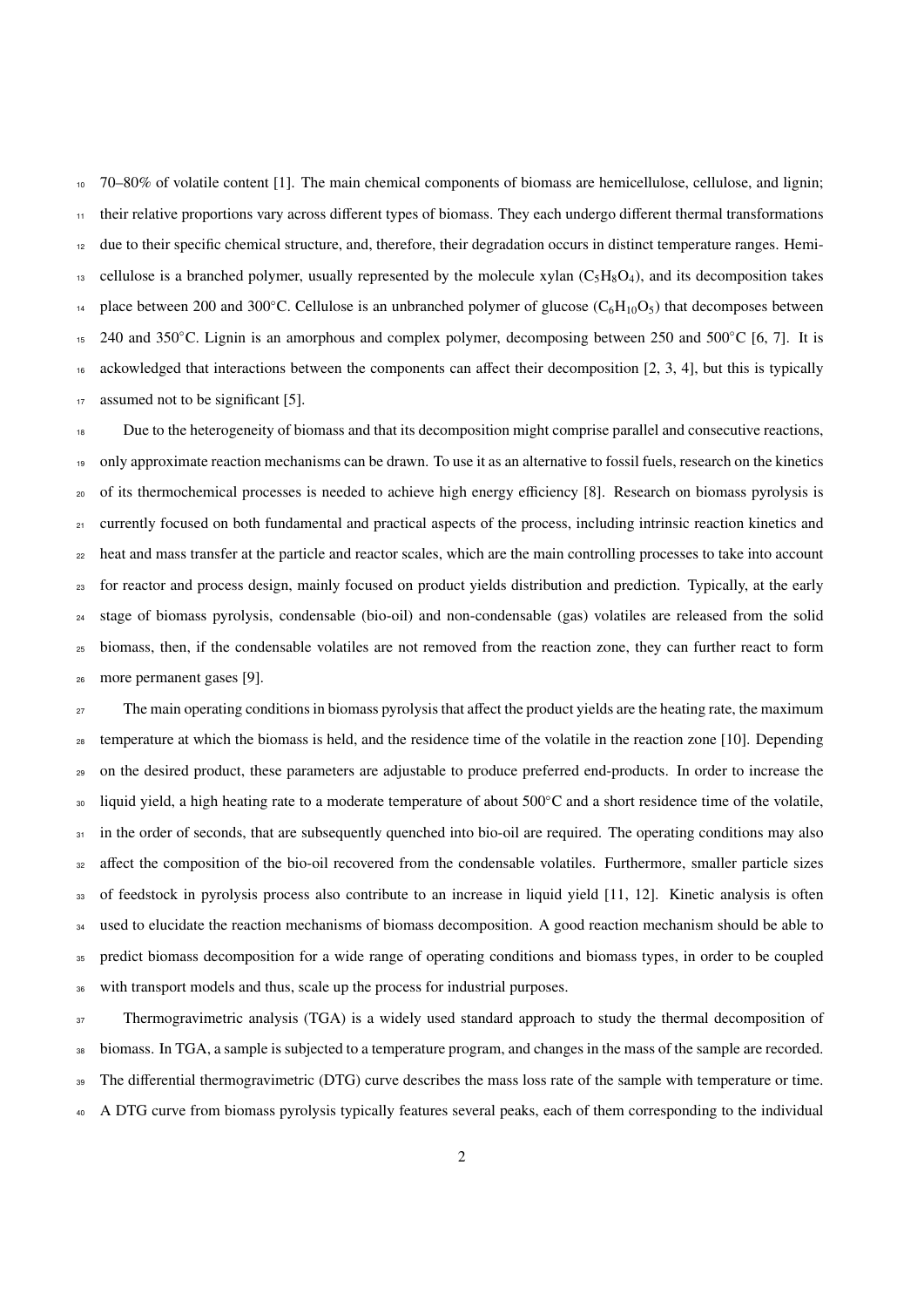70–80% of volatile content [1]. The main chemical components of biomass are hemicellulose, cellulose, and lignin; their relative proportions vary across different types of biomass. They each undergo different thermal transformations due to their specific chemical structure, and, therefore, their degradation occurs in distinct temperature ranges. Hemicellulose is a branched polymer, usually represented by the molecule xylan ($C_5H_8O_4$), and its decomposition takes place between 200 and 300°C. Cellulose is an unbranched polymer of glucose ($C_6H_{10}O_5$) that decomposes between 240 and 350°C. Lignin is an amorphous and complex polymer, decomposing between 250 and 500°C [6, 7]. It is ackowledged that interactions between the components can affect their decomposition [2, 3, 4], but this is typically assumed not to be significant [5].

Due to the heterogeneity of biomass and that its decomposition might comprise parallel and consecutive reactions, only approximate reaction mechanisms can be drawn. To use it as an alternative to fossil fuels, research on the kinetics of its thermochemical processes is needed to achieve high energy efficiency [8]. Research on biomass pyrolysis is currently focused on both fundamental and practical aspects of the process, including intrinsic reaction kinetics and heat and mass transfer at the particle and reactor scales, which are the main controlling processes to take into account for reactor and process design, mainly focused on product yields distribution and prediction. Typically, at the early stage of biomass pyrolysis, condensable (bio-oil) and non-condensable (gas) volatiles are released from the solid biomass, then, if the condensable volatiles are not removed from the reaction zone, they can further react to form more permanent gases [9].

The main operating conditions in biomass pyrolysis that affect the product yields are the heating rate, the maximum temperature at which the biomass is held, and the residence time of the volatile in the reaction zone [10]. Depending on the desired product, these parameters are adjustable to produce preferred end-products. In order to increase the liquid yield, a high heating rate to a moderate temperature of about 500°C and a short residence time of the volatile, in the order of seconds, that are subsequently quenched into bio-oil are required. The operating conditions may also affect the composition of the bio-oil recovered from the condensable volatiles. Furthermore, smaller particle sizes of feedstock in pyrolysis process also contribute to an increase in liquid yield [11, 12]. Kinetic analysis is often used to elucidate the reaction mechanisms of biomass decomposition. A good reaction mechanism should be able to predict biomass decomposition for a wide range of operating conditions and biomass types, in order to be coupled with transport models and thus, scale up the process for industrial purposes.

Thermogravimetric analysis (TGA) is a widely used standard approach to study the thermal decomposition of biomass. In TGA, a sample is subjected to a temperature program, and changes in the mass of the sample are recorded. The differential thermogravimetric (DTG) curve describes the mass loss rate of the sample with temperature or time. A DTG curve from biomass pyrolysis typically features several peaks, each of them corresponding to the individual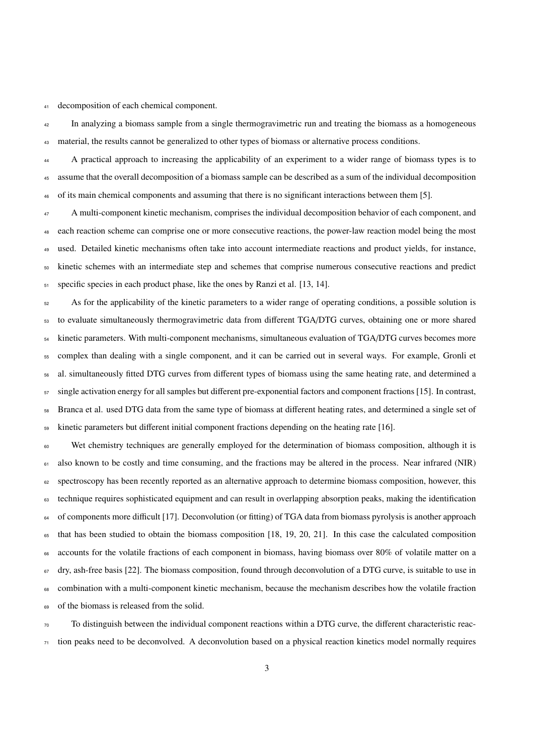decomposition of each chemical component.

In analyzing a biomass sample from a single thermogravimetric run and treating the biomass as a homogeneous material, the results cannot be generalized to other types of biomass or alternative process conditions.

A practical approach to increasing the applicability of an experiment to a wider range of biomass types is to assume that the overall decomposition of a biomass sample can be described as a sum of the individual decomposition of its main chemical components and assuming that there is no significant interactions between them [5].

A multi-component kinetic mechanism, comprises the individual decomposition behavior of each component, and each reaction scheme can comprise one or more consecutive reactions, the power-law reaction model being the most used. Detailed kinetic mechanisms often take into account intermediate reactions and product yields, for instance, kinetic schemes with an intermediate step and schemes that comprise numerous consecutive reactions and predict specific species in each product phase, like the ones by Ranzi et al. [13, 14].

As for the applicability of the kinetic parameters to a wider range of operating conditions, a possible solution is to evaluate simultaneously thermogravimetric data from different TGA/DTG curves, obtaining one or more shared kinetic parameters. With multi-component mechanisms, simultaneous evaluation of TGA/DTG curves becomes more complex than dealing with a single component, and it can be carried out in several ways. For example, Gronli et al. simultaneously fitted DTG curves from different types of biomass using the same heating rate, and determined a single activation energy for all samples but different pre-exponential factors and component fractions [15]. In contrast, Branca et al. used DTG data from the same type of biomass at different heating rates, and determined a single set of kinetic parameters but different initial component fractions depending on the heating rate [16].

Wet chemistry techniques are generally employed for the determination of biomass composition, although it is also known to be costly and time consuming, and the fractions may be altered in the process. Near infrared (NIR) spectroscopy has been recently reported as an alternative approach to determine biomass composition, however, this technique requires sophisticated equipment and can result in overlapping absorption peaks, making the identification of components more difficult [17]. Deconvolution (or fitting) of TGA data from biomass pyrolysis is another approach that has been studied to obtain the biomass composition [18, 19, 20, 21]. In this case the calculated composition accounts for the volatile fractions of each component in biomass, having biomass over 80% of volatile matter on a dry, ash-free basis [22]. The biomass composition, found through deconvolution of a DTG curve, is suitable to use in combination with a multi-component kinetic mechanism, because the mechanism describes how the volatile fraction of the biomass is released from the solid.

To distinguish between the individual component reactions within a DTG curve, the different characteristic reaction peaks need to be deconvolved. A deconvolution based on a physical reaction kinetics model normally requires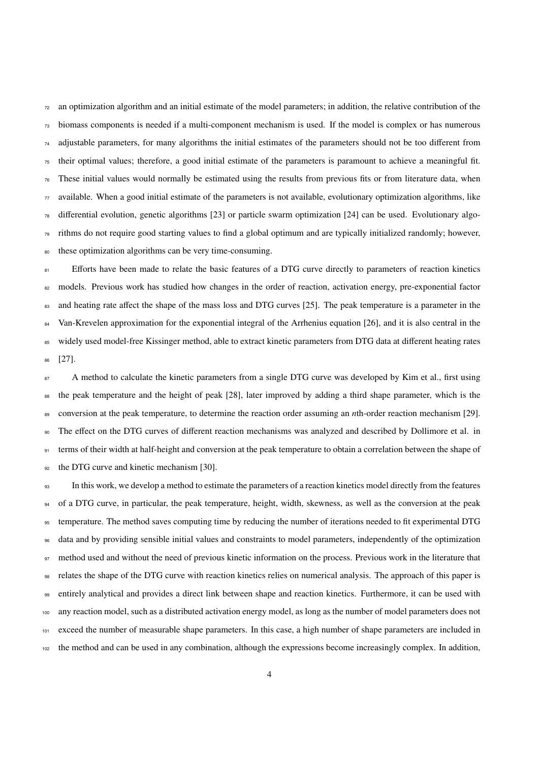an optimization algorithm and an initial estimate of the model parameters; in addition, the relative contribution of the biomass components is needed if a multi-component mechanism is used. If the model is complex or has numerous adjustable parameters, for many algorithms the initial estimates of the parameters should not be too different from their optimal values; therefore, a good initial estimate of the parameters is paramount to achieve a meaningful fit. These initial values would normally be estimated using the results from previous fits or from literature data, when available. When a good initial estimate of the parameters is not available, evolutionary optimization algorithms, like differential evolution, genetic algorithms [23] or particle swarm optimization [24] can be used. Evolutionary algorithms do not require good starting values to find a global optimum and are typically initialized randomly; however, these optimization algorithms can be very time-consuming.

Efforts have been made to relate the basic features of a DTG curve directly to parameters of reaction kinetics models. Previous work has studied how changes in the order of reaction, activation energy, pre-exponential factor and heating rate affect the shape of the mass loss and DTG curves [25]. The peak temperature is a parameter in the Van-Krevelen approximation for the exponential integral of the Arrhenius equation [26], and it is also central in the widely used model-free Kissinger method, able to extract kinetic parameters from DTG data at different heating rates [27].

A method to calculate the kinetic parameters from a single DTG curve was developed by Kim et al., first using the peak temperature and the height of peak [28], later improved by adding a third shape parameter, which is the conversion at the peak temperature, to determine the reaction order assuming an *n*th-order reaction mechanism [29]. The effect on the DTG curves of different reaction mechanisms was analyzed and described by Dollimore et al. in terms of their width at half-height and conversion at the peak temperature to obtain a correlation between the shape of the DTG curve and kinetic mechanism [30].

In this work, we develop a method to estimate the parameters of a reaction kinetics model directly from the features of a DTG curve, in particular, the peak temperature, height, width, skewness, as well as the conversion at the peak temperature. The method saves computing time by reducing the number of iterations needed to fit experimental DTG data and by providing sensible initial values and constraints to model parameters, independently of the optimization method used and without the need of previous kinetic information on the process. Previous work in the literature that relates the shape of the DTG curve with reaction kinetics relies on numerical analysis. The approach of this paper is entirely analytical and provides a direct link between shape and reaction kinetics. Furthermore, it can be used with any reaction model, such as a distributed activation energy model, as long as the number of model parameters does not exceed the number of measurable shape parameters. In this case, a high number of shape parameters are included in the method and can be used in any combination, although the expressions become increasingly complex. In addition,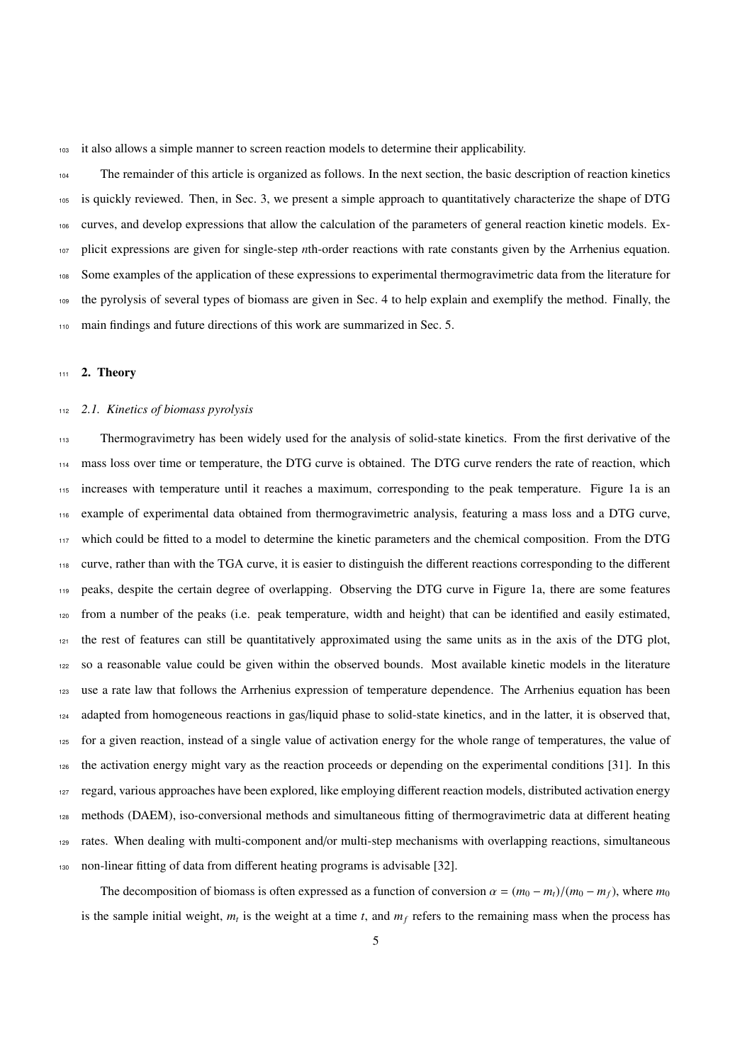it also allows a simple manner to screen reaction models to determine their applicability.

The remainder of this article is organized as follows. In the next section, the basic description of reaction kinetics is quickly reviewed. Then, in Sec. 3, we present a simple approach to quantitatively characterize the shape of DTG curves, and develop expressions that allow the calculation of the parameters of general reaction kinetic models. Explicit expressions are given for single-step *n*th-order reactions with rate constants given by the Arrhenius equation. Some examples of the application of these expressions to experimental thermogravimetric data from the literature for the pyrolysis of several types of biomass are given in Sec. 4 to help explain and exemplify the method. Finally, the main findings and future directions of this work are summarized in Sec. 5.

## 2. Theory

### *2.1. Kinetics of biomass pyrolysis*

Thermogravimetry has been widely used for the analysis of solid-state kinetics. From the first derivative of the mass loss over time or temperature, the DTG curve is obtained. The DTG curve renders the rate of reaction, which increases with temperature until it reaches a maximum, corresponding to the peak temperature. Figure 1a is an example of experimental data obtained from thermogravimetric analysis, featuring a mass loss and a DTG curve, which could be fitted to a model to determine the kinetic parameters and the chemical composition. From the DTG curve, rather than with the TGA curve, it is easier to distinguish the different reactions corresponding to the different peaks, despite the certain degree of overlapping. Observing the DTG curve in Figure 1a, there are some features from a number of the peaks (i.e. peak temperature, width and height) that can be identified and easily estimated, the rest of features can still be quantitatively approximated using the same units as in the axis of the DTG plot, so a reasonable value could be given within the observed bounds. Most available kinetic models in the literature use a rate law that follows the Arrhenius expression of temperature dependence. The Arrhenius equation has been adapted from homogeneous reactions in gas/liquid phase to solid-state kinetics, and in the latter, it is observed that, for a given reaction, instead of a single value of activation energy for the whole range of temperatures, the value of the activation energy might vary as the reaction proceeds or depending on the experimental conditions [31]. In this regard, various approaches have been explored, like employing different reaction models, distributed activation energy methods (DAEM), iso-conversional methods and simultaneous fitting of thermogravimetric data at different heating rates. When dealing with multi-component and/or multi-step mechanisms with overlapping reactions, simultaneous non-linear fitting of data from different heating programs is advisable [32].

The decomposition of biomass is often expressed as a function of conversion $\alpha = (m_0 - m_t)/(m_0 - m_f)$, where $m_0$ is the sample initial weight, $m_t$ is the weight at a time $t$, and $m_f$ refers to the remaining mass when the process has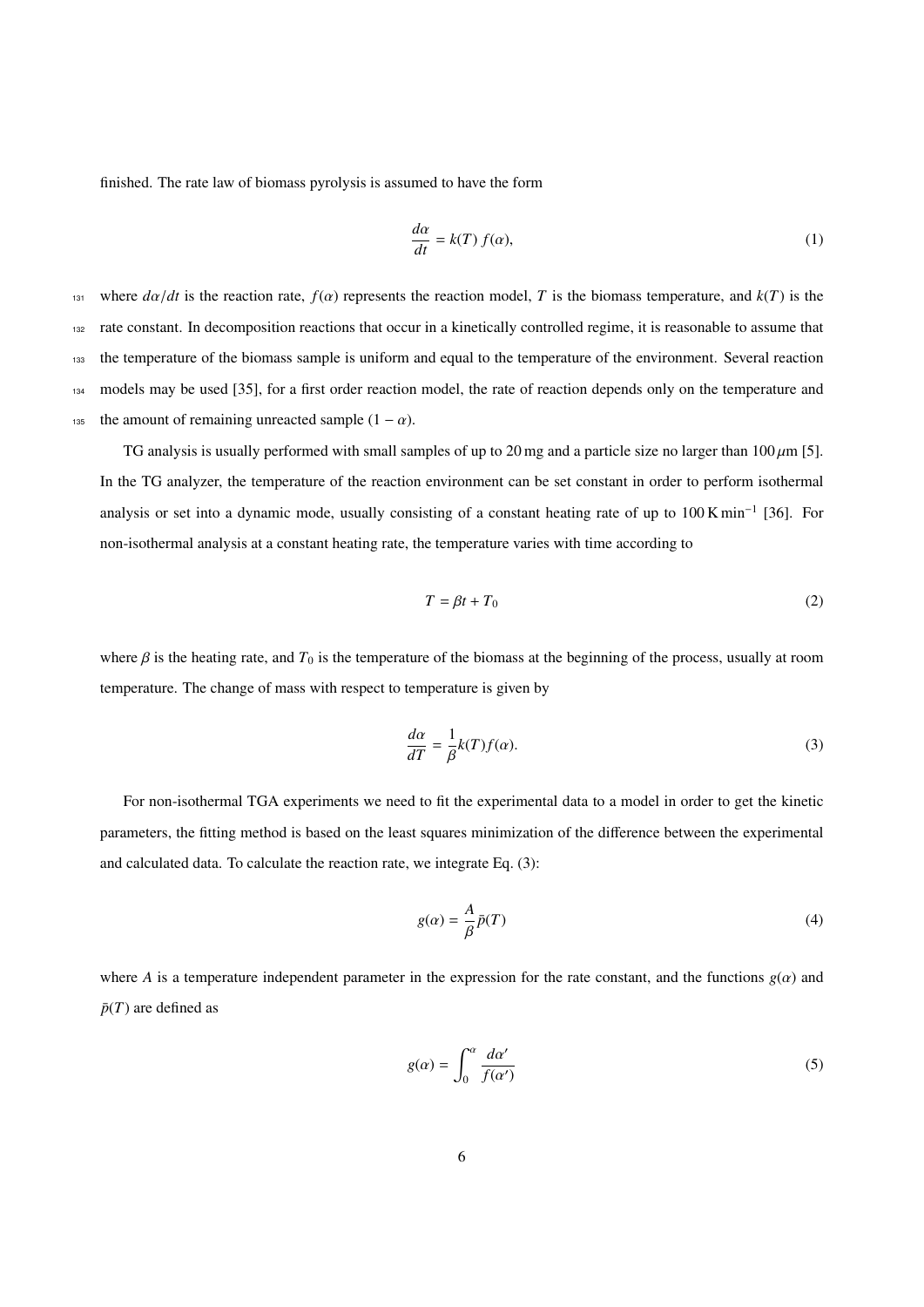finished. The rate law of biomass pyrolysis is assumed to have the form

$$\frac{d\alpha}{dt} = k(T)\, f(\alpha), \tag{1}$$

where $d\alpha/dt$ is the reaction rate, $f(\alpha)$ represents the reaction model, $T$ is the biomass temperature, and $k(T)$ is the rate constant. In decomposition reactions that occur in a kinetically controlled regime, it is reasonable to assume that the temperature of the biomass sample is uniform and equal to the temperature of the environment. Several reaction models may be used [35], for a first order reaction model, the rate of reaction depends only on the temperature and the amount of remaining unreacted sample $(1 - \alpha)$.

TG analysis is usually performed with small samples of up to 20 mg and a particle size no larger than 100 $\mu$m [5]. In the TG analyzer, the temperature of the reaction environment can be set constant in order to perform isothermal analysis or set into a dynamic mode, usually consisting of a constant heating rate of up to 100 K min$^{-1}$ [36]. For non-isothermal analysis at a constant heating rate, the temperature varies with time according to

$$T = \beta t + T_0 \tag{2}$$

where $\beta$ is the heating rate, and $T_0$ is the temperature of the biomass at the beginning of the process, usually at room temperature. The change of mass with respect to temperature is given by

$$\frac{d\alpha}{dT} = \frac{1}{\beta} k(T) f(\alpha). \tag{3}$$

For non-isothermal TGA experiments we need to fit the experimental data to a model in order to get the kinetic parameters, the fitting method is based on the least squares minimization of the difference between the experimental and calculated data. To calculate the reaction rate, we integrate Eq. (3):

$$g(\alpha) = \frac{A}{\beta} \bar{p}(T) \tag{4}$$

where $A$ is a temperature independent parameter in the expression for the rate constant, and the functions $g(\alpha)$ and $\bar{p}(T)$ are defined as

$$g(\alpha) = \int_0^{\alpha} \frac{d\alpha'}{f(\alpha')} \tag{5}$$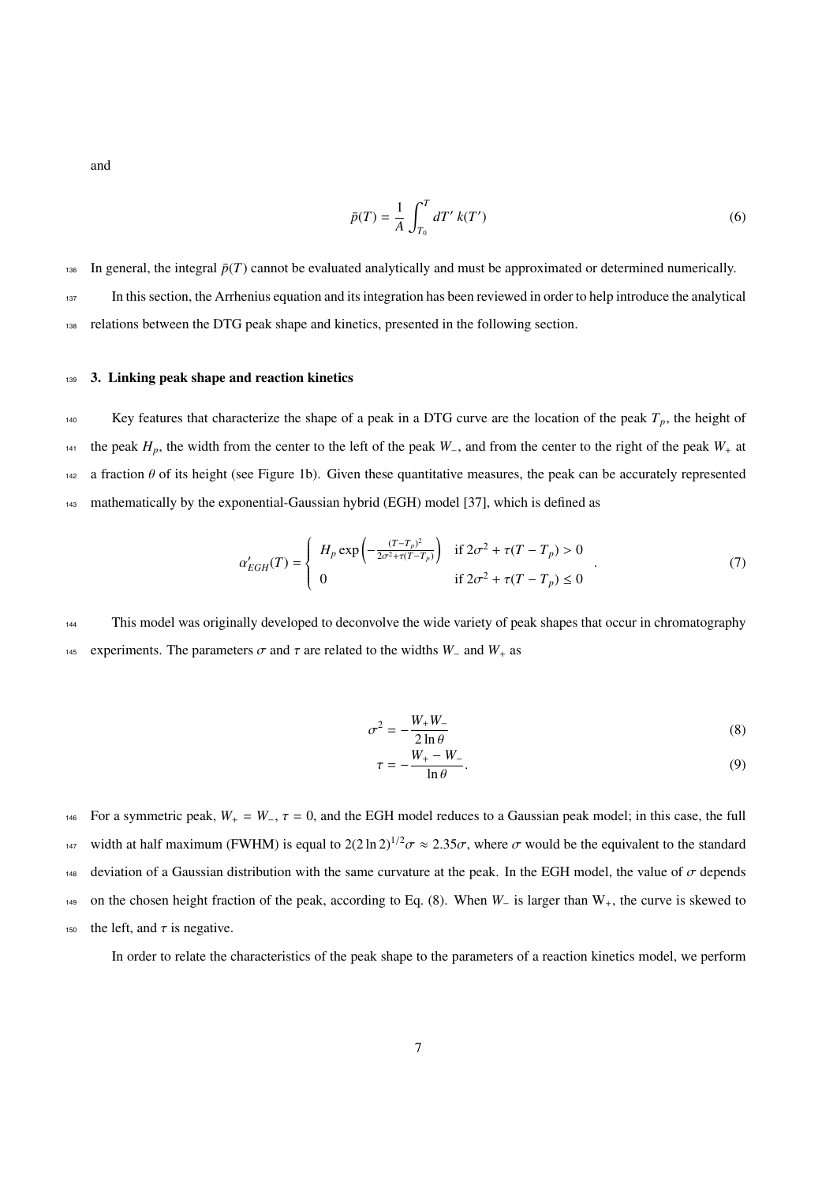and

$$\bar{p}(T) = \frac{1}{A} \int_{T_0}^{T} dT' \, k(T') \tag{6}$$

In general, the integral $\bar{p}(T)$ cannot be evaluated analytically and must be approximated or determined numerically.

In this section, the Arrhenius equation and its integration has been reviewed in order to help introduce the analytical relations between the DTG peak shape and kinetics, presented in the following section.

## 3. Linking peak shape and reaction kinetics

Key features that characterize the shape of a peak in a DTG curve are the location of the peak $T_p$, the height of the peak $H_p$, the width from the center to the left of the peak $W_-$, and from the center to the right of the peak $W_+$ at a fraction $\theta$ of its height (see Figure 1b). Given these quantitative measures, the peak can be accurately represented mathematically by the exponential-Gaussian hybrid (EGH) model [37], which is defined as

$$\alpha'_{EGH}(T) = \begin{cases} H_p \exp\left(-\frac{(T-T_p)^2}{2\sigma^2+\tau(T-T_p)}\right) & \text{if } 2\sigma^2 + \tau(T - T_p) > 0 \\ 0 & \text{if } 2\sigma^2 + \tau(T - T_p) \leq 0 \end{cases} . \tag{7}$$

This model was originally developed to deconvolve the wide variety of peak shapes that occur in chromatography experiments. The parameters $\sigma$ and $\tau$ are related to the widths $W_-$ and $W_+$ as

$$\sigma^2 = -\frac{W_+ W_-}{2 \ln \theta} \tag{8}$$

$$\tau = -\frac{W_+ - W_-}{\ln \theta}. \tag{9}$$

For a symmetric peak, $W_+ = W_-$, $\tau = 0$, and the EGH model reduces to a Gaussian peak model; in this case, the full width at half maximum (FWHM) is equal to $2(2 \ln 2)^{1/2}\sigma \approx 2.35\sigma$, where $\sigma$ would be the equivalent to the standard deviation of a Gaussian distribution with the same curvature at the peak. In the EGH model, the value of $\sigma$ depends on the chosen height fraction of the peak, according to Eq. (8). When $W_-$ is larger than $W_+$, the curve is skewed to the left, and $\tau$ is negative.

In order to relate the characteristics of the peak shape to the parameters of a reaction kinetics model, we perform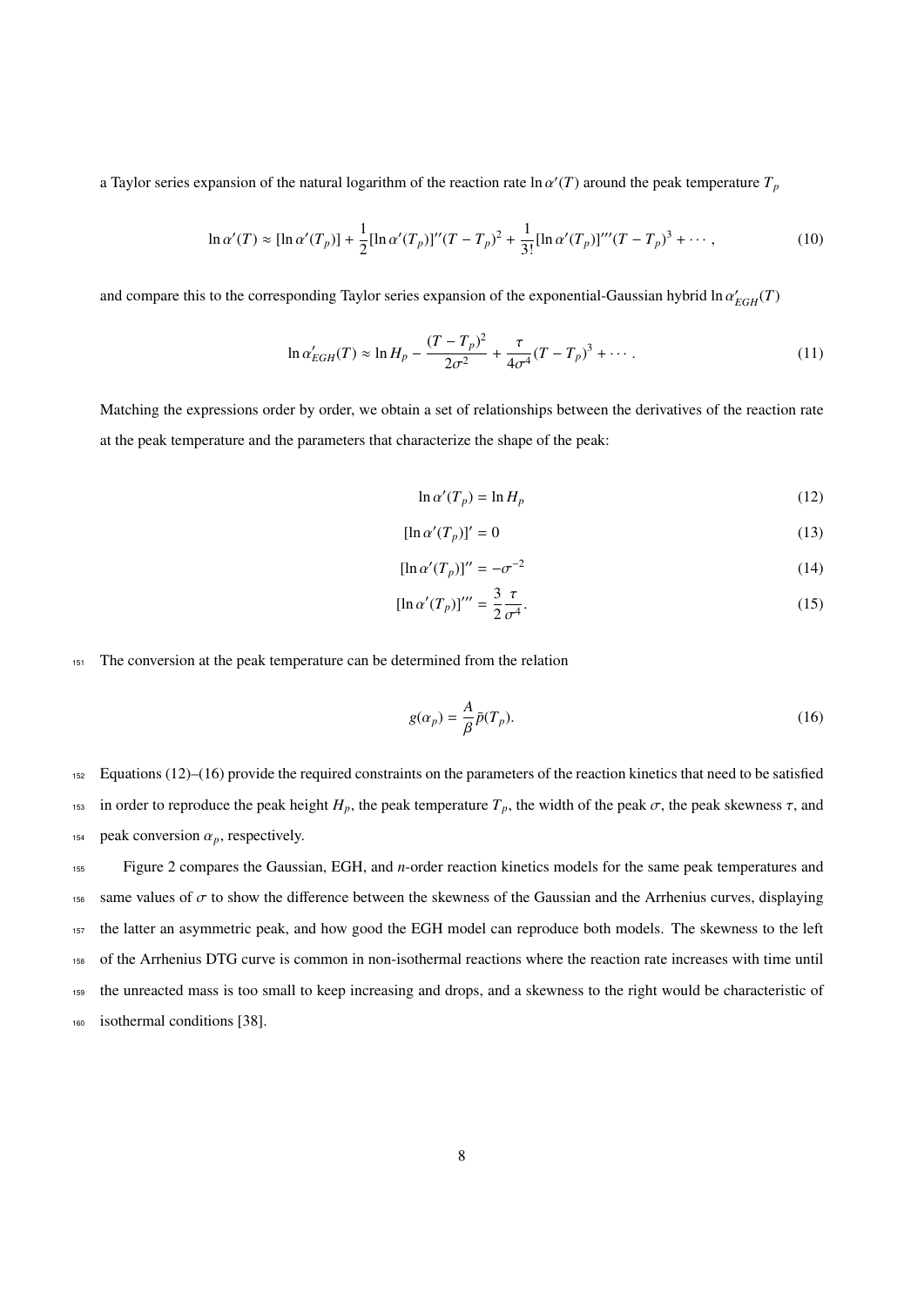a Taylor series expansion of the natural logarithm of the reaction rate $\ln \alpha'(T)$ around the peak temperature $T_p$

$$\ln \alpha'(T) \approx [\ln \alpha'(T_p)] + \frac{1}{2}[\ln \alpha'(T_p)]''(T - T_p)^2 + \frac{1}{3!}[\ln \alpha'(T_p)]'''(T - T_p)^3 + \cdots, \tag{10}$$

and compare this to the corresponding Taylor series expansion of the exponential-Gaussian hybrid $\ln \alpha'_{EGH}(T)$

$$\ln \alpha'_{EGH}(T) \approx \ln H_p - \frac{(T - T_p)^2}{2\sigma^2} + \frac{\tau}{4\sigma^4}(T - T_p)^3 + \cdots. \tag{11}$$

Matching the expressions order by order, we obtain a set of relationships between the derivatives of the reaction rate at the peak temperature and the parameters that characterize the shape of the peak:

$$\ln \alpha'(T_p) = \ln H_p \tag{12}$$

$$[\ln \alpha'(T_p)]' = 0 \tag{13}$$

$$[\ln \alpha'(T_p)]'' = -\sigma^{-2} \tag{14}$$

$$[\ln \alpha'(T_p)]''' = \frac{3}{2}\frac{\tau}{\sigma^4}. \tag{15}$$

The conversion at the peak temperature can be determined from the relation

$$g(\alpha_p) = \frac{A}{\beta}\bar{p}(T_p). \tag{16}$$

Equations (12)–(16) provide the required constraints on the parameters of the reaction kinetics that need to be satisfied in order to reproduce the peak height $H_p$, the peak temperature $T_p$, the width of the peak $\sigma$, the peak skewness $\tau$, and peak conversion $\alpha_p$, respectively.

Figure 2 compares the Gaussian, EGH, and $n$-order reaction kinetics models for the same peak temperatures and same values of $\sigma$ to show the difference between the skewness of the Gaussian and the Arrhenius curves, displaying the latter an asymmetric peak, and how good the EGH model can reproduce both models. The skewness to the left of the Arrhenius DTG curve is common in non-isothermal reactions where the reaction rate increases with time until the unreacted mass is too small to keep increasing and drops, and a skewness to the right would be characteristic of isothermal conditions [38].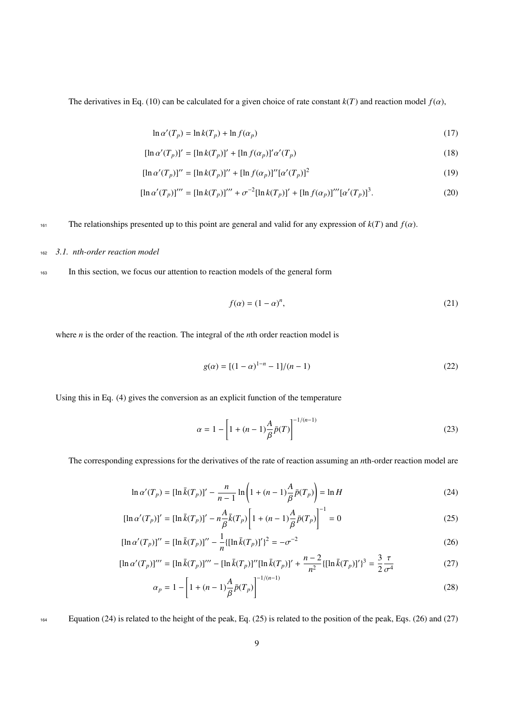The derivatives in Eq. (10) can be calculated for a given choice of rate constant $k(T)$ and reaction model $f(\alpha)$,

$$\ln \alpha'(T_p) = \ln k(T_p) + \ln f(\alpha_p) \tag{17}$$

$$[\ln \alpha'(T_p)]' = [\ln k(T_p)]' + [\ln f(\alpha_p)]'\alpha'(T_p) \tag{18}$$

$$[\ln \alpha'(T_p)]'' = [\ln k(T_p)]'' + [\ln f(\alpha_p)]''[\alpha'(T_p)]^2 \tag{19}$$

$$[\ln \alpha'(T_p)]''' = [\ln k(T_p)]''' + \sigma^{-2}[\ln k(T_p)]' + [\ln f(\alpha_p)]'''[\alpha'(T_p)]^3. \tag{20}$$

The relationships presented up to this point are general and valid for any expression of $k(T)$ and $f(\alpha)$.

### 3.1. nth-order reaction model

In this section, we focus our attention to reaction models of the general form

$$f(\alpha) = (1-\alpha)^n, \tag{21}$$

where $n$ is the order of the reaction. The integral of the $n$th order reaction model is

$$g(\alpha) = [(1-\alpha)^{1-n} - 1]/(n-1) \tag{22}$$

Using this in Eq. (4) gives the conversion as an explicit function of the temperature

$$\alpha = 1 - \left[1 + (n-1)\frac{A}{\beta}\bar{p}(T)\right]^{-1/(n-1)} \tag{23}$$

The corresponding expressions for the derivatives of the rate of reaction assuming an $n$th-order reaction model are

$$\ln \alpha'(T_p) = [\ln \bar{k}(T_p)]' - \frac{n}{n-1}\ln\left(1 + (n-1)\frac{A}{\beta}\bar{p}(T_p)\right) = \ln H \tag{24}$$

$$[\ln \alpha'(T_p)]' = [\ln \bar{k}(T_p)]' - n\frac{A}{\beta}\bar{k}(T_p)\left[1 + (n-1)\frac{A}{\beta}\bar{p}(T_p)\right]^{-1} = 0 \tag{25}$$

$$[\ln \alpha'(T_p)]'' = [\ln \bar{k}(T_p)]'' - \frac{1}{n}\{[\ln \bar{k}(T_p)]'\}^2 = -\sigma^{-2} \tag{26}$$

$$[\ln \alpha'(T_p)]''' = [\ln \bar{k}(T_p)]''' - [\ln \bar{k}(T_p)]''[\ln \bar{k}(T_p)]' + \frac{n-2}{n^2}\{[\ln \bar{k}(T_p)]'\}^3 = \frac{3}{2}\frac{\tau}{\sigma^4} \tag{27}$$

$$\alpha_p = 1 - \left[1 + (n-1)\frac{A}{\beta}\bar{p}(T_p)\right]^{-1/(n-1)} \tag{28}$$

Equation (24) is related to the height of the peak, Eq. (25) is related to the position of the peak, Eqs. (26) and (27)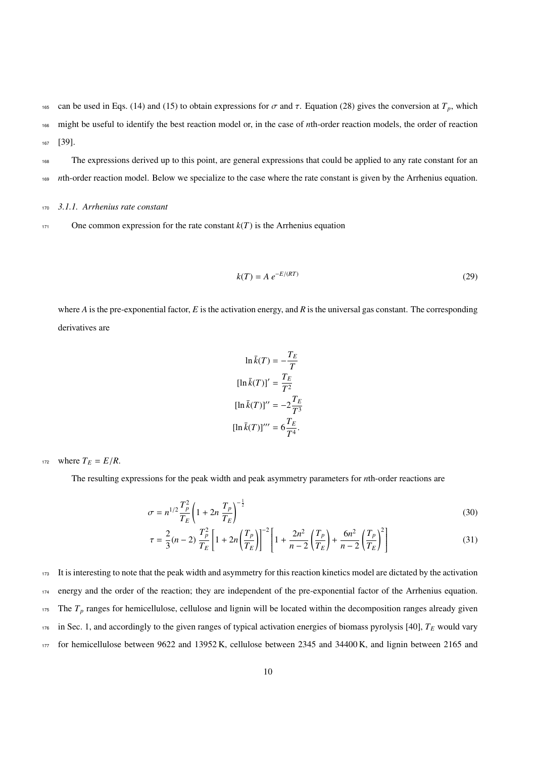can be used in Eqs. (14) and (15) to obtain expressions for $\sigma$ and $\tau$. Equation (28) gives the conversion at $T_p$, which might be useful to identify the best reaction model or, in the case of $n$th-order reaction models, the order of reaction [39].

The expressions derived up to this point, are general expressions that could be applied to any rate constant for an $n$th-order reaction model. Below we specialize to the case where the rate constant is given by the Arrhenius equation.

#### 3.1.1. Arrhenius rate constant

One common expression for the rate constant $k(T)$ is the Arrhenius equation

$$k(T) = A\, e^{-E/(RT)} \tag{29}$$

where $A$ is the pre-exponential factor, $E$ is the activation energy, and $R$ is the universal gas constant. The corresponding derivatives are

$$\begin{aligned}
\ln \bar{k}(T) &= -\frac{T_E}{T} \\
[\ln \bar{k}(T)]' &= \frac{T_E}{T^2} \\
[\ln \bar{k}(T)]'' &= -2\frac{T_E}{T^3} \\
[\ln \bar{k}(T)]''' &= 6\frac{T_E}{T^4}.
\end{aligned}$$

where $T_E = E/R$.

The resulting expressions for the peak width and peak asymmetry parameters for $n$th-order reactions are

$$\sigma = n^{1/2}\frac{T_p^2}{T_E}\left(1 + 2n\,\frac{T_p}{T_E}\right)^{-\frac{1}{2}} \tag{30}$$

$$\tau = \frac{2}{3}(n-2)\,\frac{T_p^2}{T_E}\left[1 + 2n\left(\frac{T_p}{T_E}\right)\right]^{-2}\left[1 + \frac{2n^2}{n-2}\left(\frac{T_p}{T_E}\right) + \frac{6n^2}{n-2}\left(\frac{T_p}{T_E}\right)^2\right] \tag{31}$$

It is interesting to note that the peak width and asymmetry for this reaction kinetics model are dictated by the activation energy and the order of the reaction; they are independent of the pre-exponential factor of the Arrhenius equation. The $T_p$ ranges for hemicellulose, cellulose and lignin will be located within the decomposition ranges already given in Sec. 1, and accordingly to the given ranges of typical activation energies of biomass pyrolysis [40], $T_E$ would vary for hemicellulose between 9622 and 13952 K, cellulose between 2345 and 34400 K, and lignin between 2165 and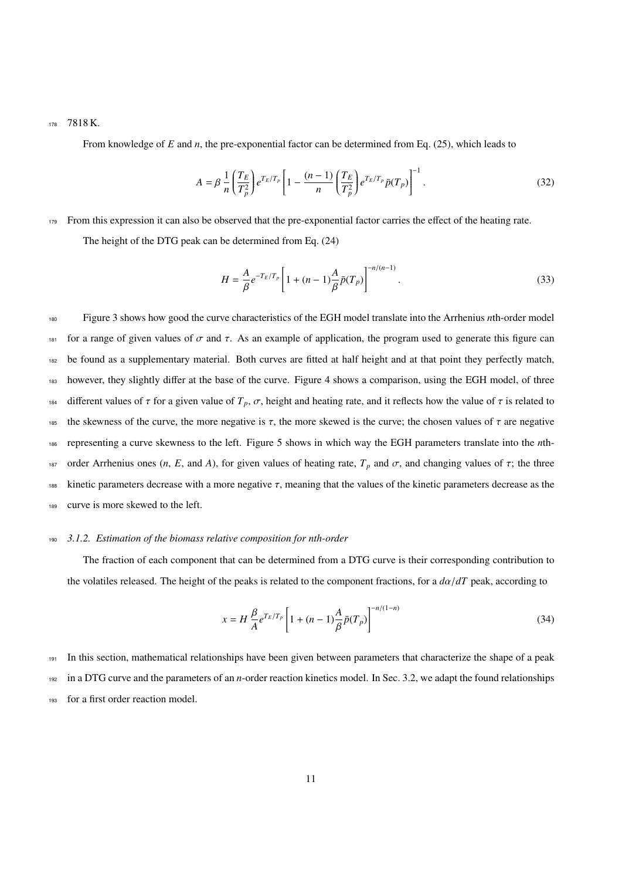7818 K.

From knowledge of $E$ and $n$, the pre-exponential factor can be determined from Eq. (25), which leads to

$$A = \beta \, \frac{1}{n} \left( \frac{T_E}{T_p^2} \right) e^{T_E/T_p} \left[ 1 - \frac{(n-1)}{n} \left( \frac{T_E}{T_p^2} \right) e^{T_E/T_p} \bar{p}(T_p) \right]^{-1} . \tag{32}$$

From this expression it can also be observed that the pre-exponential factor carries the effect of the heating rate.

The height of the DTG peak can be determined from Eq. (24)

$$H = \frac{A}{\beta} e^{-T_E/T_p} \left[ 1 + (n-1) \frac{A}{\beta} \bar{p}(T_p) \right]^{-n/(n-1)} . \tag{33}$$

Figure 3 shows how good the curve characteristics of the EGH model translate into the Arrhenius $n$th-order model for a range of given values of $\sigma$ and $\tau$. As an example of application, the program used to generate this figure can be found as a supplementary material. Both curves are fitted at half height and at that point they perfectly match, however, they slightly differ at the base of the curve. Figure 4 shows a comparison, using the EGH model, of three different values of $\tau$ for a given value of $T_p$, $\sigma$, height and heating rate, and it reflects how the value of $\tau$ is related to the skewness of the curve, the more negative is $\tau$, the more skewed is the curve; the chosen values of $\tau$ are negative representing a curve skewness to the left. Figure 5 shows in which way the EGH parameters translate into the $n$th-order Arrhenius ones ($n$, $E$, and $A$), for given values of heating rate, $T_p$ and $\sigma$, and changing values of $\tau$; the three kinetic parameters decrease with a more negative $\tau$, meaning that the values of the kinetic parameters decrease as the curve is more skewed to the left.

### *3.1.2. Estimation of the biomass relative composition for nth-order*

The fraction of each component that can be determined from a DTG curve is their corresponding contribution to the volatiles released. The height of the peaks is related to the component fractions, for a $d\alpha/dT$ peak, according to

$$x = H \, \frac{\beta}{A} e^{T_E/T_p} \left[ 1 + (n-1) \frac{A}{\beta} \bar{p}(T_p) \right]^{-n/(1-n)} \tag{34}$$

In this section, mathematical relationships have been given between parameters that characterize the shape of a peak in a DTG curve and the parameters of an $n$-order reaction kinetics model. In Sec. 3.2, we adapt the found relationships for a first order reaction model.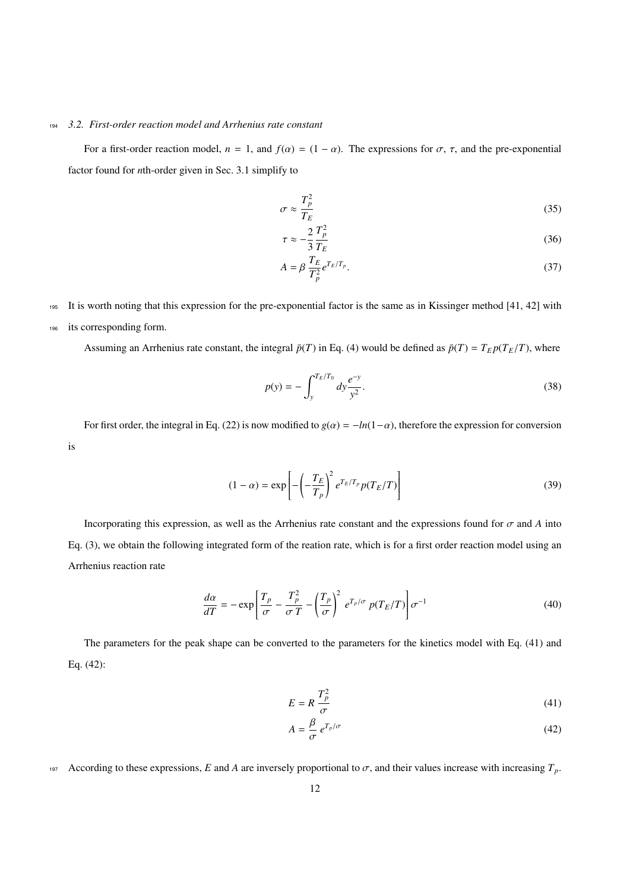### 3.2. First-order reaction model and Arrhenius rate constant

For a first-order reaction model, $n = 1$, and $f(\alpha) = (1 - \alpha)$. The expressions for $\sigma$, $\tau$, and the pre-exponential factor found for $n$th-order given in Sec. 3.1 simplify to

$$\sigma \approx \frac{T_p^2}{T_E} \tag{35}$$

$$\tau \approx -\frac{2}{3}\frac{T_p^2}{T_E} \tag{36}$$

$$A = \beta\,\frac{T_E}{T_p^2}e^{T_E/T_p}. \tag{37}$$

It is worth noting that this expression for the pre-exponential factor is the same as in Kissinger method [41, 42] with its corresponding form.

Assuming an Arrhenius rate constant, the integral $\bar{p}(T)$ in Eq. (4) would be defined as $\bar{p}(T) = T_E p(T_E/T)$, where

$$p(y) = -\int_{y}^{T_E/T_0} dy\frac{e^{-y}}{y^2}. \tag{38}$$

For first order, the integral in Eq. (22) is now modified to $g(\alpha) = -ln(1-\alpha)$, therefore the expression for conversion is

$$(1 - \alpha) = \exp\left[-\left(-\frac{T_E}{T_p}\right)^2 e^{T_E/T_p} p(T_E/T)\right] \tag{39}$$

Incorporating this expression, as well as the Arrhenius rate constant and the expressions found for $\sigma$ and $A$ into Eq. (3), we obtain the following integrated form of the reation rate, which is for a first order reaction model using an Arrhenius reaction rate

$$\frac{d\alpha}{dT} = -\exp\left[\frac{T_p}{\sigma} - \frac{T_p^2}{\sigma\,T} - \left(\frac{T_p}{\sigma}\right)^2\, e^{T_p/\sigma}\, p(T_E/T)\right]\sigma^{-1} \tag{40}$$

The parameters for the peak shape can be converted to the parameters for the kinetics model with Eq. (41) and Eq. (42):

$$E = R\,\frac{T_p^2}{\sigma} \tag{41}$$

$$A = \frac{\beta}{\sigma}\,e^{T_p/\sigma} \tag{42}$$

According to these expressions, $E$ and $A$ are inversely proportional to $\sigma$, and their values increase with increasing $T_p$.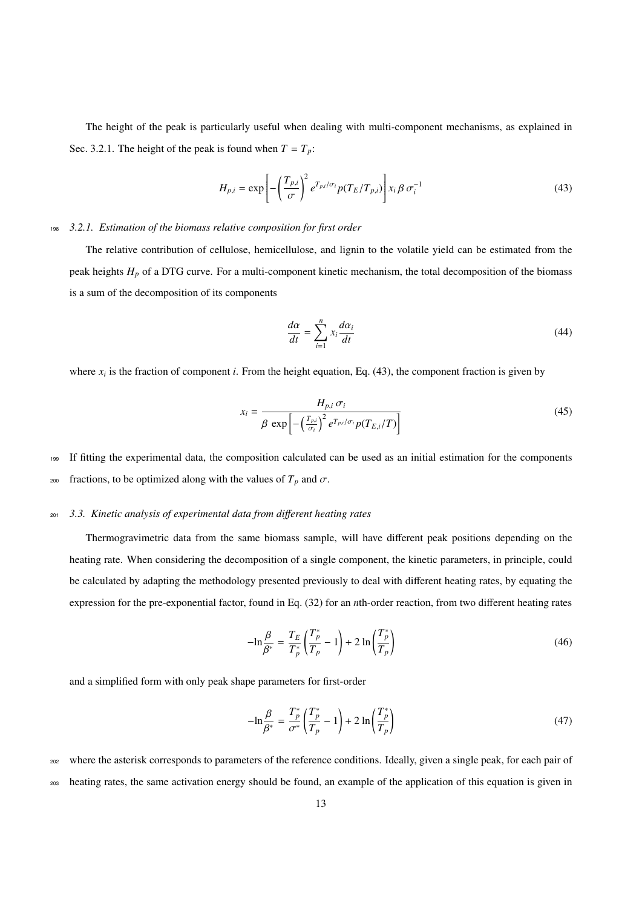The height of the peak is particularly useful when dealing with multi-component mechanisms, as explained in Sec. 3.2.1. The height of the peak is found when $T = T_p$:

$$H_{p,i} = \exp\left[-\left(\frac{T_{p,i}}{\sigma}\right)^2 e^{T_{p,i}/\sigma_i} p(T_E/T_{p,i})\right] x_i \, \beta \, \sigma_i^{-1} \tag{43}$$

### 3.2.1. Estimation of the biomass relative composition for first order

The relative contribution of cellulose, hemicellulose, and lignin to the volatile yield can be estimated from the peak heights $H_p$ of a DTG curve. For a multi-component kinetic mechanism, the total decomposition of the biomass is a sum of the decomposition of its components

$$\frac{d\alpha}{dt} = \sum_{i=1}^{n} x_i \frac{d\alpha_i}{dt} \tag{44}$$

where $x_i$ is the fraction of component $i$. From the height equation, Eq. (43), the component fraction is given by

$$x_i = \frac{H_{p,i} \, \sigma_i}{\beta \, \exp\left[-\left(\frac{T_{p,i}}{\sigma_i}\right)^2 e^{T_{p,i}/\sigma_i} p(T_{E,i}/T)\right]} \tag{45}$$

If fitting the experimental data, the composition calculated can be used as an initial estimation for the components fractions, to be optimized along with the values of $T_p$ and $\sigma$.

### 3.3. Kinetic analysis of experimental data from different heating rates

Thermogravimetric data from the same biomass sample, will have different peak positions depending on the heating rate. When considering the decomposition of a single component, the kinetic parameters, in principle, could be calculated by adapting the methodology presented previously to deal with different heating rates, by equating the expression for the pre-exponential factor, found in Eq. (32) for an $n$th-order reaction, from two different heating rates

$$-\ln\frac{\beta}{\beta^*} = \frac{T_E}{T_p^*}\left(\frac{T_p^*}{T_p} - 1\right) + 2\ln\left(\frac{T_p^*}{T_p}\right) \tag{46}$$

and a simplified form with only peak shape parameters for first-order

$$-\ln\frac{\beta}{\beta^*} = \frac{T_p^*}{\sigma^*}\left(\frac{T_p^*}{T_p} - 1\right) + 2\ln\left(\frac{T_p^*}{T_p}\right) \tag{47}$$

where the asterisk corresponds to parameters of the reference conditions. Ideally, given a single peak, for each pair of heating rates, the same activation energy should be found, an example of the application of this equation is given in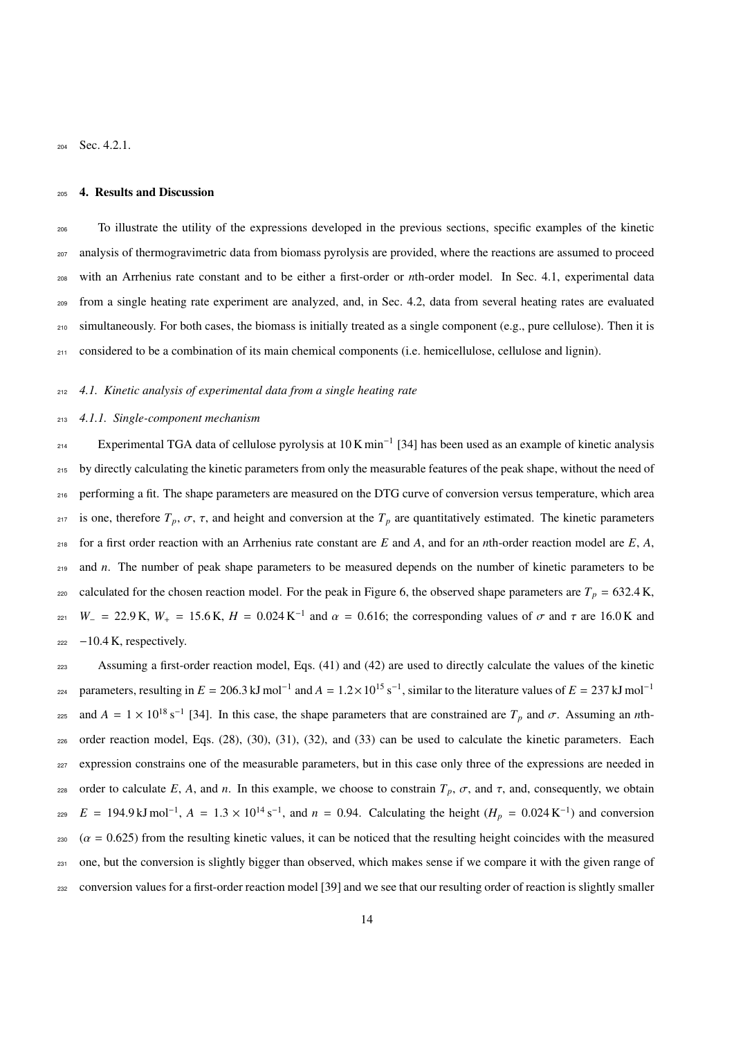Sec. 4.2.1.

## 4. Results and Discussion

To illustrate the utility of the expressions developed in the previous sections, specific examples of the kinetic analysis of thermogravimetric data from biomass pyrolysis are provided, where the reactions are assumed to proceed with an Arrhenius rate constant and to be either a first-order or *n*th-order model. In Sec. 4.1, experimental data from a single heating rate experiment are analyzed, and, in Sec. 4.2, data from several heating rates are evaluated simultaneously. For both cases, the biomass is initially treated as a single component (e.g., pure cellulose). Then it is considered to be a combination of its main chemical components (i.e. hemicellulose, cellulose and lignin).

### *4.1. Kinetic analysis of experimental data from a single heating rate*

#### *4.1.1. Single-component mechanism*

Experimental TGA data of cellulose pyrolysis at $10\,\mathrm{K\,min^{-1}}$ [34] has been used as an example of kinetic analysis by directly calculating the kinetic parameters from only the measurable features of the peak shape, without the need of performing a fit. The shape parameters are measured on the DTG curve of conversion versus temperature, which area is one, therefore $T_p$, $\sigma$, $\tau$, and height and conversion at the $T_p$ are quantitatively estimated. The kinetic parameters for a first order reaction with an Arrhenius rate constant are $E$ and $A$, and for an *n*th-order reaction model are $E$, $A$, and $n$. The number of peak shape parameters to be measured depends on the number of kinetic parameters to be calculated for the chosen reaction model. For the peak in Figure 6, the observed shape parameters are $T_p = 632.4\,\mathrm{K}$, $W_- = 22.9\,\mathrm{K}$, $W_+ = 15.6\,\mathrm{K}$, $H = 0.024\,\mathrm{K^{-1}}$ and $\alpha = 0.616$; the corresponding values of $\sigma$ and $\tau$ are $16.0\,\mathrm{K}$ and $-10.4\,\mathrm{K}$, respectively.

Assuming a first-order reaction model, Eqs. (41) and (42) are used to directly calculate the values of the kinetic parameters, resulting in $E = 206.3\,\mathrm{kJ\,mol^{-1}}$ and $A = 1.2\times10^{15}\,\mathrm{s^{-1}}$, similar to the literature values of $E = 237\,\mathrm{kJ\,mol^{-1}}$ and $A = 1\times10^{18}\,\mathrm{s^{-1}}$ [34]. In this case, the shape parameters that are constrained are $T_p$ and $\sigma$. Assuming an *n*th-order reaction model, Eqs. (28), (30), (31), (32), and (33) can be used to calculate the kinetic parameters. Each expression constrains one of the measurable parameters, but in this case only three of the expressions are needed in order to calculate $E$, $A$, and $n$. In this example, we choose to constrain $T_p$, $\sigma$, and $\tau$, and, consequently, we obtain $E = 194.9\,\mathrm{kJ\,mol^{-1}}$, $A = 1.3\times10^{14}\,\mathrm{s^{-1}}$, and $n = 0.94$. Calculating the height ($H_p = 0.024\,\mathrm{K^{-1}}$) and conversion ($\alpha = 0.625$) from the resulting kinetic values, it can be noticed that the resulting height coincides with the measured one, but the conversion is slightly bigger than observed, which makes sense if we compare it with the given range of conversion values for a first-order reaction model [39] and we see that our resulting order of reaction is slightly smaller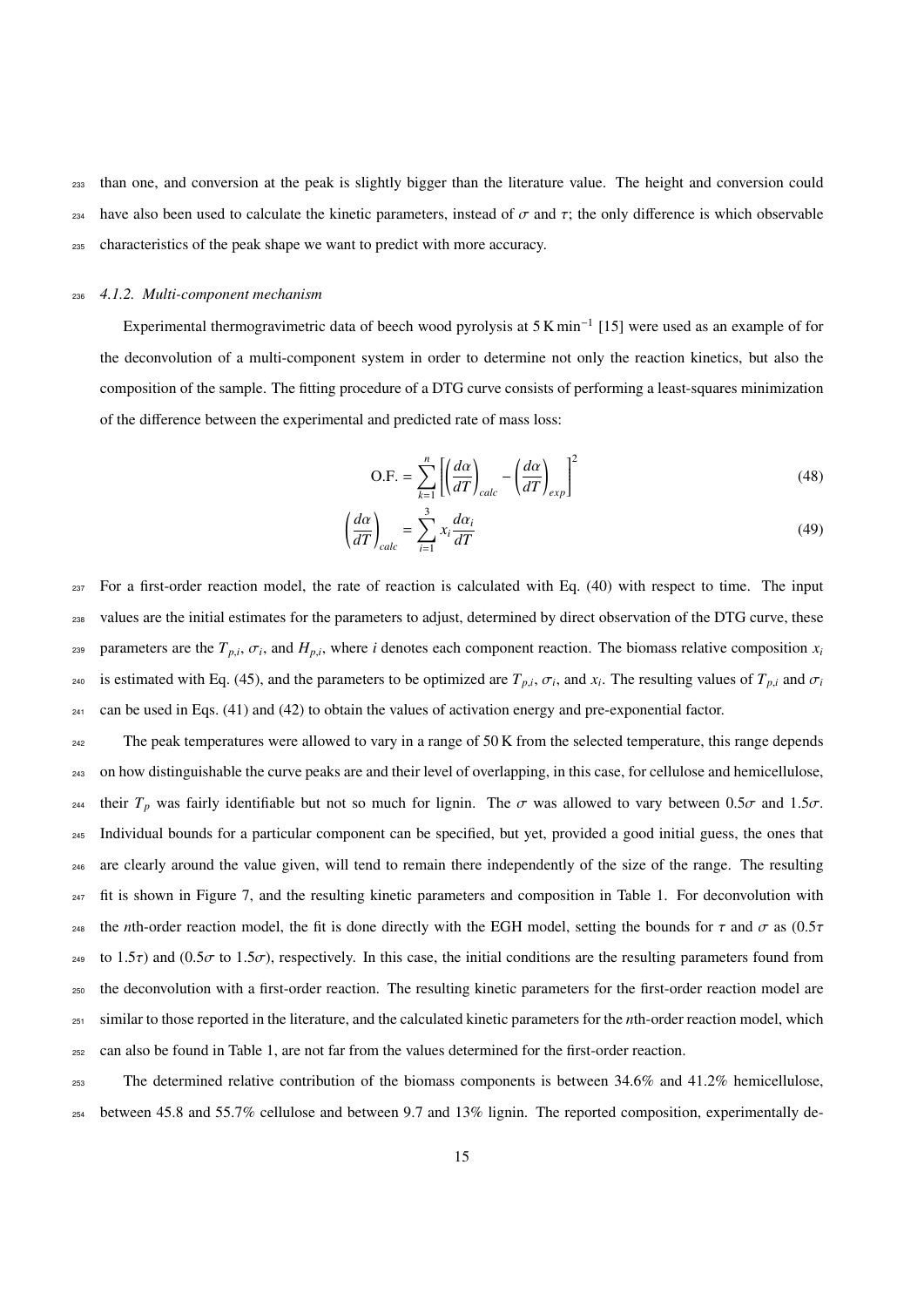than one, and conversion at the peak is slightly bigger than the literature value. The height and conversion could have also been used to calculate the kinetic parameters, instead of $\sigma$ and $\tau$; the only difference is which observable characteristics of the peak shape we want to predict with more accuracy.

#### 4.1.2. Multi-component mechanism

Experimental thermogravimetric data of beech wood pyrolysis at 5 K min$^{-1}$ [15] were used as an example of for the deconvolution of a multi-component system in order to determine not only the reaction kinetics, but also the composition of the sample. The fitting procedure of a DTG curve consists of performing a least-squares minimization of the difference between the experimental and predicted rate of mass loss:

$$\text{O.F.} = \sum_{k=1}^{n} \left[ \left( \frac{d\alpha}{dT} \right)_{calc} - \left( \frac{d\alpha}{dT} \right)_{exp} \right]^2 \tag{48}$$

$$\left( \frac{d\alpha}{dT} \right)_{calc} = \sum_{i=1}^{3} x_i \frac{d\alpha_i}{dT} \tag{49}$$

For a first-order reaction model, the rate of reaction is calculated with Eq. (40) with respect to time. The input values are the initial estimates for the parameters to adjust, determined by direct observation of the DTG curve, these parameters are the $T_{p,i}$, $\sigma_i$, and $H_{p,i}$, where $i$ denotes each component reaction. The biomass relative composition $x_i$ is estimated with Eq. (45), and the parameters to be optimized are $T_{p,i}$, $\sigma_i$, and $x_i$. The resulting values of $T_{p,i}$ and $\sigma_i$ can be used in Eqs. (41) and (42) to obtain the values of activation energy and pre-exponential factor.

The peak temperatures were allowed to vary in a range of 50 K from the selected temperature, this range depends on how distinguishable the curve peaks are and their level of overlapping, in this case, for cellulose and hemicellulose, their $T_p$ was fairly identifiable but not so much for lignin. The $\sigma$ was allowed to vary between $0.5\sigma$ and $1.5\sigma$. Individual bounds for a particular component can be specified, but yet, provided a good initial guess, the ones that are clearly around the value given, will tend to remain there independently of the size of the range. The resulting fit is shown in Figure 7, and the resulting kinetic parameters and composition in Table 1. For deconvolution with the $n$th-order reaction model, the fit is done directly with the EGH model, setting the bounds for $\tau$ and $\sigma$ as ($0.5\tau$ to $1.5\tau$) and ($0.5\sigma$ to $1.5\sigma$), respectively. In this case, the initial conditions are the resulting parameters found from the deconvolution with a first-order reaction. The resulting kinetic parameters for the first-order reaction model are similar to those reported in the literature, and the calculated kinetic parameters for the $n$th-order reaction model, which can also be found in Table 1, are not far from the values determined for the first-order reaction.

The determined relative contribution of the biomass components is between 34.6% and 41.2% hemicellulose, between 45.8 and 55.7% cellulose and between 9.7 and 13% lignin. The reported composition, experimentally de-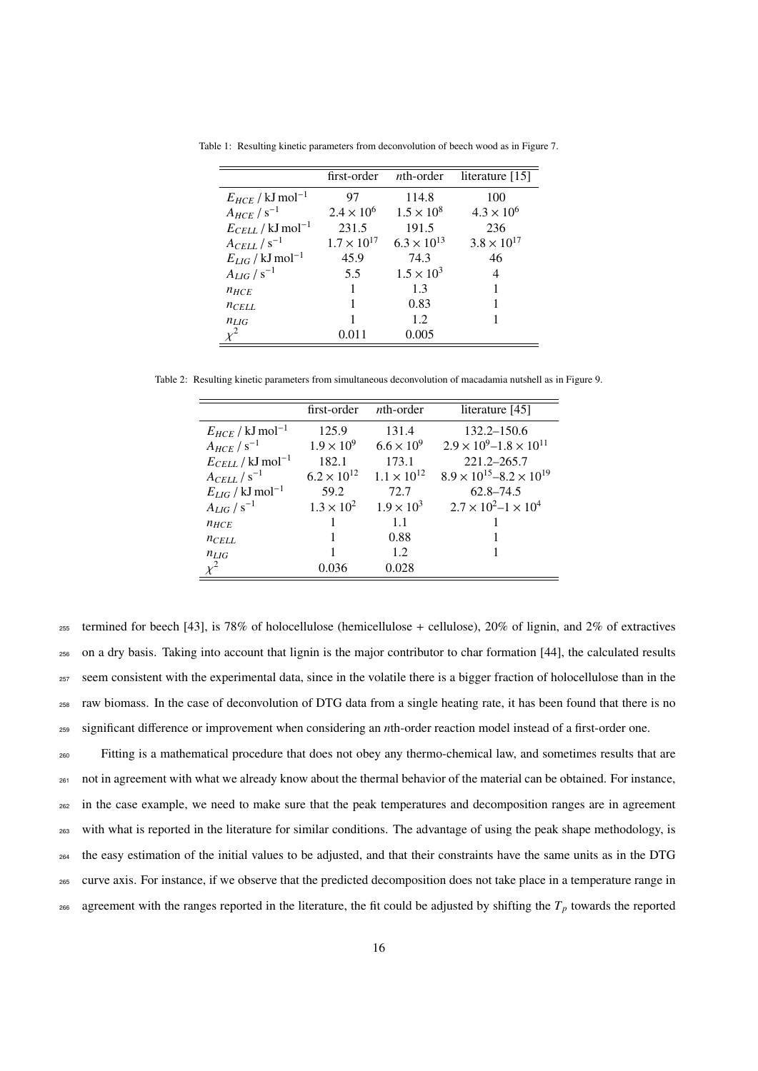Table 1: Resulting kinetic parameters from deconvolution of beech wood as in Figure 7.

| | first-order | $n$th-order | literature [15] |
|---|---|---|---|
| $E_{HCE}$ / kJ mol$^{-1}$ | 97 | 114.8 | 100 |
| $A_{HCE}$ / s$^{-1}$ | $2.4 \times 10^6$ | $1.5 \times 10^8$ | $4.3 \times 10^6$ |
| $E_{CELL}$ / kJ mol$^{-1}$ | 231.5 | 191.5 | 236 |
| $A_{CELL}$ / s$^{-1}$ | $1.7 \times 10^{17}$ | $6.3 \times 10^{13}$ | $3.8 \times 10^{17}$ |
| $E_{LIG}$ / kJ mol$^{-1}$ | 45.9 | 74.3 | 46 |
| $A_{LIG}$ / s$^{-1}$ | 5.5 | $1.5 \times 10^3$ | 4 |
| $n_{HCE}$ | 1 | 1.3 | 1 |
| $n_{CELL}$ | 1 | 0.83 | 1 |
| $n_{LIG}$ | 1 | 1.2 | 1 |
| $\chi^2$ | 0.011 | 0.005 | |

Table 2: Resulting kinetic parameters from simultaneous deconvolution of macadamia nutshell as in Figure 9.

| | first-order | $n$th-order | literature [45] |
|---|---|---|---|
| $E_{HCE}$ / kJ mol$^{-1}$ | 125.9 | 131.4 | 132.2–150.6 |
| $A_{HCE}$ / s$^{-1}$ | $1.9 \times 10^9$ | $6.6 \times 10^9$ | $2.9 \times 10^9$–$1.8 \times 10^{11}$ |
| $E_{CELL}$ / kJ mol$^{-1}$ | 182.1 | 173.1 | 221.2–265.7 |
| $A_{CELL}$ / s$^{-1}$ | $6.2 \times 10^{12}$ | $1.1 \times 10^{12}$ | $8.9 \times 10^{15}$–$8.2 \times 10^{19}$ |
| $E_{LIG}$ / kJ mol$^{-1}$ | 59.2 | 72.7 | 62.8–74.5 |
| $A_{LIG}$ / s$^{-1}$ | $1.3 \times 10^2$ | $1.9 \times 10^3$ | $2.7 \times 10^2$–$1 \times 10^4$ |
| $n_{HCE}$ | 1 | 1.1 | 1 |
| $n_{CELL}$ | 1 | 0.88 | 1 |
| $n_{LIG}$ | 1 | 1.2 | 1 |
| $\chi^2$ | 0.036 | 0.028 | |

termined for beech [43], is 78% of holocellulose (hemicellulose + cellulose), 20% of lignin, and 2% of extractives on a dry basis. Taking into account that lignin is the major contributor to char formation [44], the calculated results seem consistent with the experimental data, since in the volatile there is a bigger fraction of holocellulose than in the raw biomass. In the case of deconvolution of DTG data from a single heating rate, it has been found that there is no significant difference or improvement when considering an $n$th-order reaction model instead of a first-order one.

Fitting is a mathematical procedure that does not obey any thermo-chemical law, and sometimes results that are not in agreement with what we already know about the thermal behavior of the material can be obtained. For instance, in the case example, we need to make sure that the peak temperatures and decomposition ranges are in agreement with what is reported in the literature for similar conditions. The advantage of using the peak shape methodology, is the easy estimation of the initial values to be adjusted, and that their constraints have the same units as in the DTG curve axis. For instance, if we observe that the predicted decomposition does not take place in a temperature range in agreement with the ranges reported in the literature, the fit could be adjusted by shifting the $T_p$ towards the reported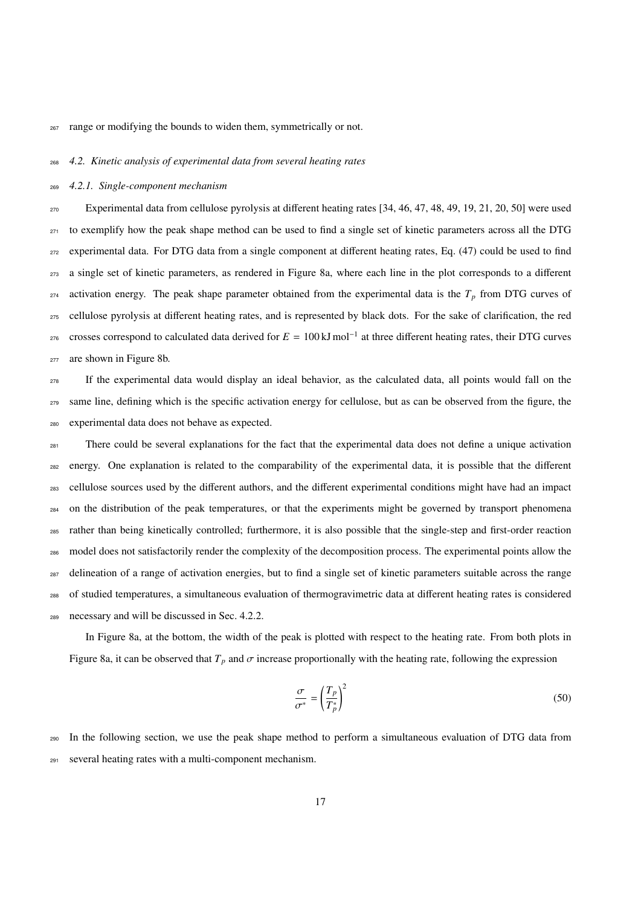range or modifying the bounds to widen them, symmetrically or not.

### *4.2. Kinetic analysis of experimental data from several heating rates*

#### *4.2.1. Single-component mechanism*

Experimental data from cellulose pyrolysis at different heating rates [34, 46, 47, 48, 49, 19, 21, 20, 50] were used to exemplify how the peak shape method can be used to find a single set of kinetic parameters across all the DTG experimental data. For DTG data from a single component at different heating rates, Eq. (47) could be used to find a single set of kinetic parameters, as rendered in Figure 8a, where each line in the plot corresponds to a different activation energy. The peak shape parameter obtained from the experimental data is the $T_p$ from DTG curves of cellulose pyrolysis at different heating rates, and is represented by black dots. For the sake of clarification, the red crosses correspond to calculated data derived for $E = 100\,\text{kJ}\,\text{mol}^{-1}$ at three different heating rates, their DTG curves are shown in Figure 8b.

If the experimental data would display an ideal behavior, as the calculated data, all points would fall on the same line, defining which is the specific activation energy for cellulose, but as can be observed from the figure, the experimental data does not behave as expected.

There could be several explanations for the fact that the experimental data does not define a unique activation energy. One explanation is related to the comparability of the experimental data, it is possible that the different cellulose sources used by the different authors, and the different experimental conditions might have had an impact on the distribution of the peak temperatures, or that the experiments might be governed by transport phenomena rather than being kinetically controlled; furthermore, it is also possible that the single-step and first-order reaction model does not satisfactorily render the complexity of the decomposition process. The experimental points allow the delineation of a range of activation energies, but to find a single set of kinetic parameters suitable across the range of studied temperatures, a simultaneous evaluation of thermogravimetric data at different heating rates is considered necessary and will be discussed in Sec. 4.2.2.

In Figure 8a, at the bottom, the width of the peak is plotted with respect to the heating rate. From both plots in Figure 8a, it can be observed that $T_p$ and $\sigma$ increase proportionally with the heating rate, following the expression

$$\frac{\sigma}{\sigma^*} = \left(\frac{T_p}{T_p^*}\right)^2 \tag{50}$$

In the following section, we use the peak shape method to perform a simultaneous evaluation of DTG data from several heating rates with a multi-component mechanism.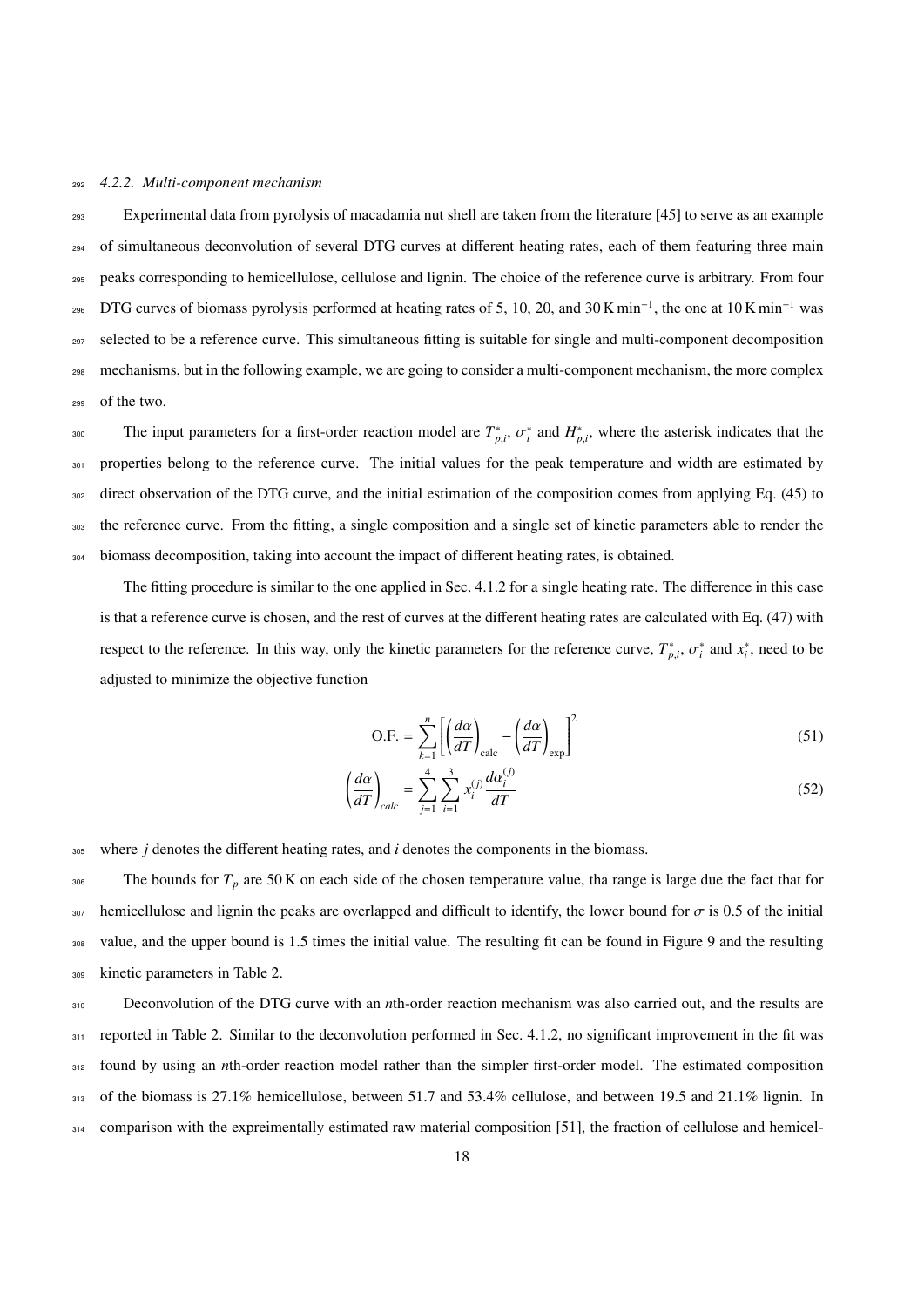### 4.2.2. Multi-component mechanism

Experimental data from pyrolysis of macadamia nut shell are taken from the literature [45] to serve as an example of simultaneous deconvolution of several DTG curves at different heating rates, each of them featuring three main peaks corresponding to hemicellulose, cellulose and lignin. The choice of the reference curve is arbitrary. From four DTG curves of biomass pyrolysis performed at heating rates of 5, 10, 20, and 30 K min$^{-1}$, the one at 10 K min$^{-1}$ was selected to be a reference curve. This simultaneous fitting is suitable for single and multi-component decomposition mechanisms, but in the following example, we are going to consider a multi-component mechanism, the more complex of the two.

The input parameters for a first-order reaction model are $T^*_{p,i}$, $\sigma^*_i$ and $H^*_{p,i}$, where the asterisk indicates that the properties belong to the reference curve. The initial values for the peak temperature and width are estimated by direct observation of the DTG curve, and the initial estimation of the composition comes from applying Eq. (45) to the reference curve. From the fitting, a single composition and a single set of kinetic parameters able to render the biomass decomposition, taking into account the impact of different heating rates, is obtained.

The fitting procedure is similar to the one applied in Sec. 4.1.2 for a single heating rate. The difference in this case is that a reference curve is chosen, and the rest of curves at the different heating rates are calculated with Eq. (47) with respect to the reference. In this way, only the kinetic parameters for the reference curve, $T^*_{p,i}$, $\sigma^*_i$ and $x^*_i$, need to be adjusted to minimize the objective function

$$\text{O.F.} = \sum_{k=1}^{n} \left[ \left( \frac{d\alpha}{dT} \right)_{\text{calc}} - \left( \frac{d\alpha}{dT} \right)_{\text{exp}} \right]^2 \tag{51}$$

$$\left( \frac{d\alpha}{dT} \right)_{calc} = \sum_{j=1}^{4} \sum_{i=1}^{3} x_i^{(j)} \frac{d\alpha_i^{(j)}}{dT} \tag{52}$$

where $j$ denotes the different heating rates, and $i$ denotes the components in the biomass.

The bounds for $T_p$ are 50 K on each side of the chosen temperature value, tha range is large due the fact that for hemicellulose and lignin the peaks are overlapped and difficult to identify, the lower bound for $\sigma$ is 0.5 of the initial value, and the upper bound is 1.5 times the initial value. The resulting fit can be found in Figure 9 and the resulting kinetic parameters in Table 2.

Deconvolution of the DTG curve with an $n$th-order reaction mechanism was also carried out, and the results are reported in Table 2. Similar to the deconvolution performed in Sec. 4.1.2, no significant improvement in the fit was found by using an $n$th-order reaction model rather than the simpler first-order model. The estimated composition of the biomass is 27.1% hemicellulose, between 51.7 and 53.4% cellulose, and between 19.5 and 21.1% lignin. In comparison with the expreimentally estimated raw material composition [51], the fraction of cellulose and hemicel-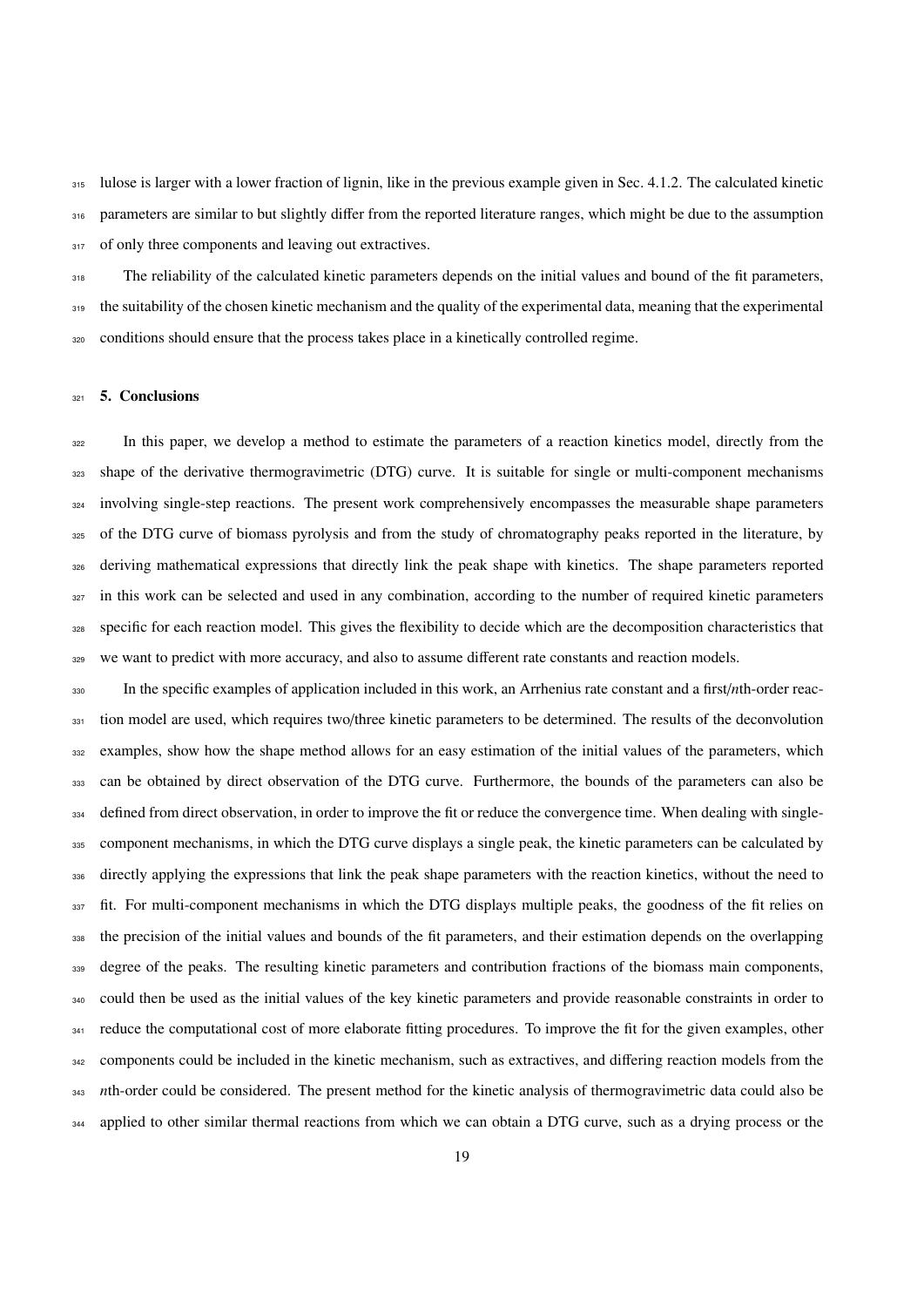lulose is larger with a lower fraction of lignin, like in the previous example given in Sec. 4.1.2. The calculated kinetic parameters are similar to but slightly differ from the reported literature ranges, which might be due to the assumption of only three components and leaving out extractives.

The reliability of the calculated kinetic parameters depends on the initial values and bound of the fit parameters, the suitability of the chosen kinetic mechanism and the quality of the experimental data, meaning that the experimental conditions should ensure that the process takes place in a kinetically controlled regime.

## 5. Conclusions

In this paper, we develop a method to estimate the parameters of a reaction kinetics model, directly from the shape of the derivative thermogravimetric (DTG) curve. It is suitable for single or multi-component mechanisms involving single-step reactions. The present work comprehensively encompasses the measurable shape parameters of the DTG curve of biomass pyrolysis and from the study of chromatography peaks reported in the literature, by deriving mathematical expressions that directly link the peak shape with kinetics. The shape parameters reported in this work can be selected and used in any combination, according to the number of required kinetic parameters specific for each reaction model. This gives the flexibility to decide which are the decomposition characteristics that we want to predict with more accuracy, and also to assume different rate constants and reaction models.

In the specific examples of application included in this work, an Arrhenius rate constant and a first/$n$th-order reaction model are used, which requires two/three kinetic parameters to be determined. The results of the deconvolution examples, show how the shape method allows for an easy estimation of the initial values of the parameters, which can be obtained by direct observation of the DTG curve. Furthermore, the bounds of the parameters can also be defined from direct observation, in order to improve the fit or reduce the convergence time. When dealing with single-component mechanisms, in which the DTG curve displays a single peak, the kinetic parameters can be calculated by directly applying the expressions that link the peak shape parameters with the reaction kinetics, without the need to fit. For multi-component mechanisms in which the DTG displays multiple peaks, the goodness of the fit relies on the precision of the initial values and bounds of the fit parameters, and their estimation depends on the overlapping degree of the peaks. The resulting kinetic parameters and contribution fractions of the biomass main components, could then be used as the initial values of the key kinetic parameters and provide reasonable constraints in order to reduce the computational cost of more elaborate fitting procedures. To improve the fit for the given examples, other components could be included in the kinetic mechanism, such as extractives, and differing reaction models from the $n$th-order could be considered. The present method for the kinetic analysis of thermogravimetric data could also be applied to other similar thermal reactions from which we can obtain a DTG curve, such as a drying process or the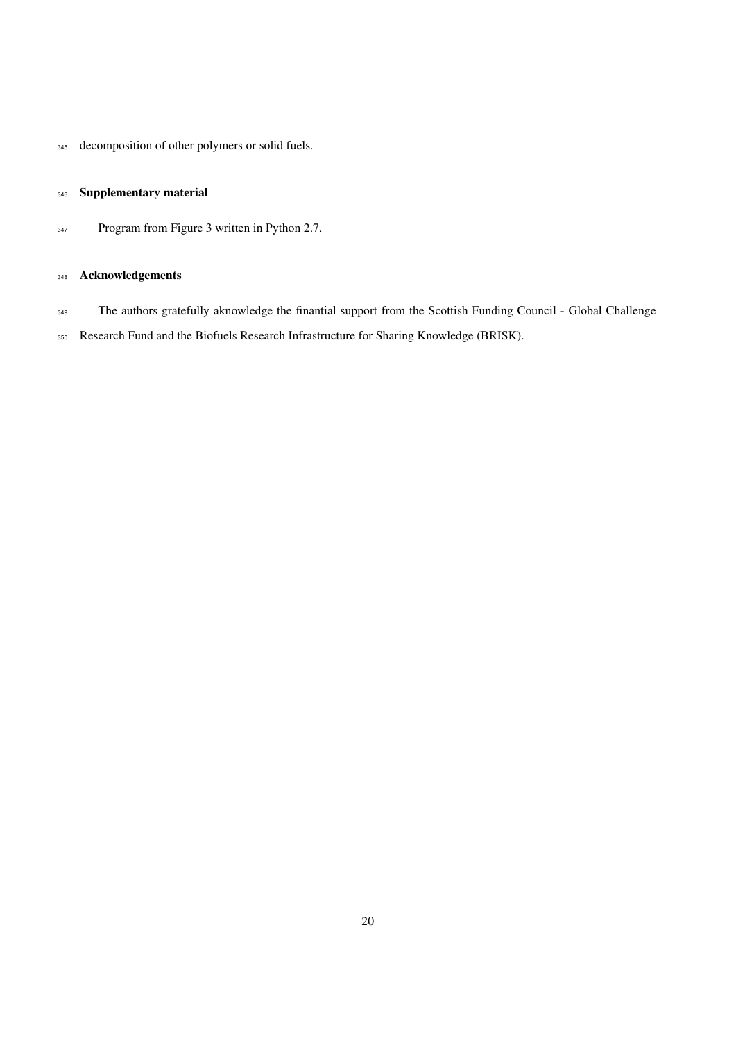decomposition of other polymers or solid fuels.

## Supplementary material

Program from Figure 3 written in Python 2.7.

## Acknowledgements

The authors gratefully aknowledge the finantial support from the Scottish Funding Council - Global Challenge Research Fund and the Biofuels Research Infrastructure for Sharing Knowledge (BRISK).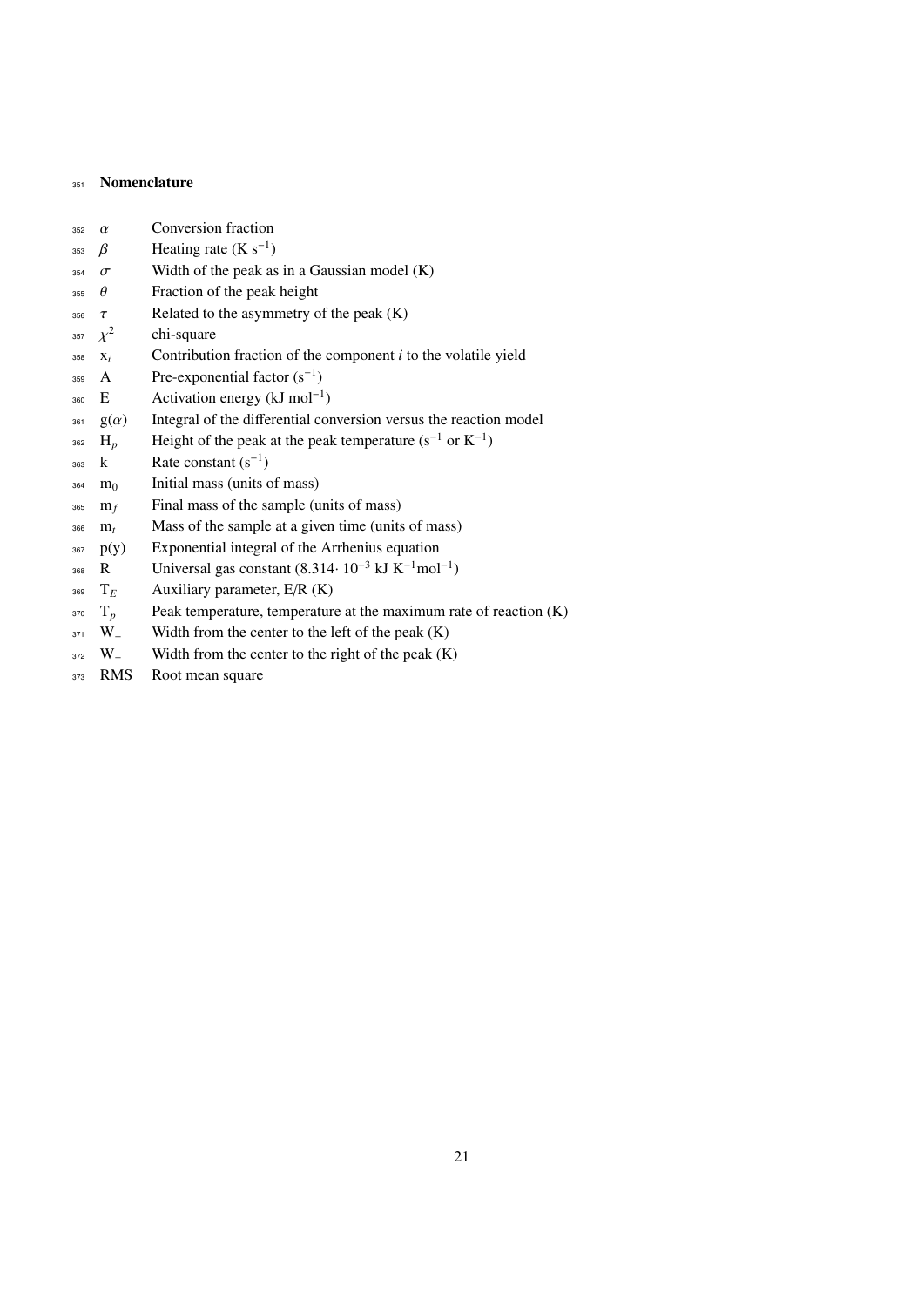## Nomenclature

| | |
|---|---|
| $\alpha$ | Conversion fraction |
| $\beta$ | Heating rate (K $s^{-1}$) |
| $\sigma$ | Width of the peak as in a Gaussian model (K) |
| $\theta$ | Fraction of the peak height |
| $\tau$ | Related to the asymmetry of the peak (K) |
| $\chi^2$ | chi-square |
| $x_i$ | Contribution fraction of the component *i* to the volatile yield |
| A | Pre-exponential factor ($s^{-1}$) |
| E | Activation energy (kJ $mol^{-1}$) |
| $g(\alpha)$ | Integral of the differential conversion versus the reaction model |
| $H_p$ | Height of the peak at the peak temperature ($s^{-1}$ or $K^{-1}$) |
| k | Rate constant ($s^{-1}$) |
| $m_0$ | Initial mass (units of mass) |
| $m_f$ | Final mass of the sample (units of mass) |
| $m_t$ | Mass of the sample at a given time (units of mass) |
| p(y) | Exponential integral of the Arrhenius equation |
| R | Universal gas constant ($8.314 \cdot 10^{-3}$ kJ $K^{-1}mol^{-1}$) |
| $T_E$ | Auxiliary parameter, E/R (K) |
| $T_p$ | Peak temperature, temperature at the maximum rate of reaction (K) |
| $W_-$ | Width from the center to the left of the peak (K) |
| $W_+$ | Width from the center to the right of the peak (K) |
| RMS | Root mean square |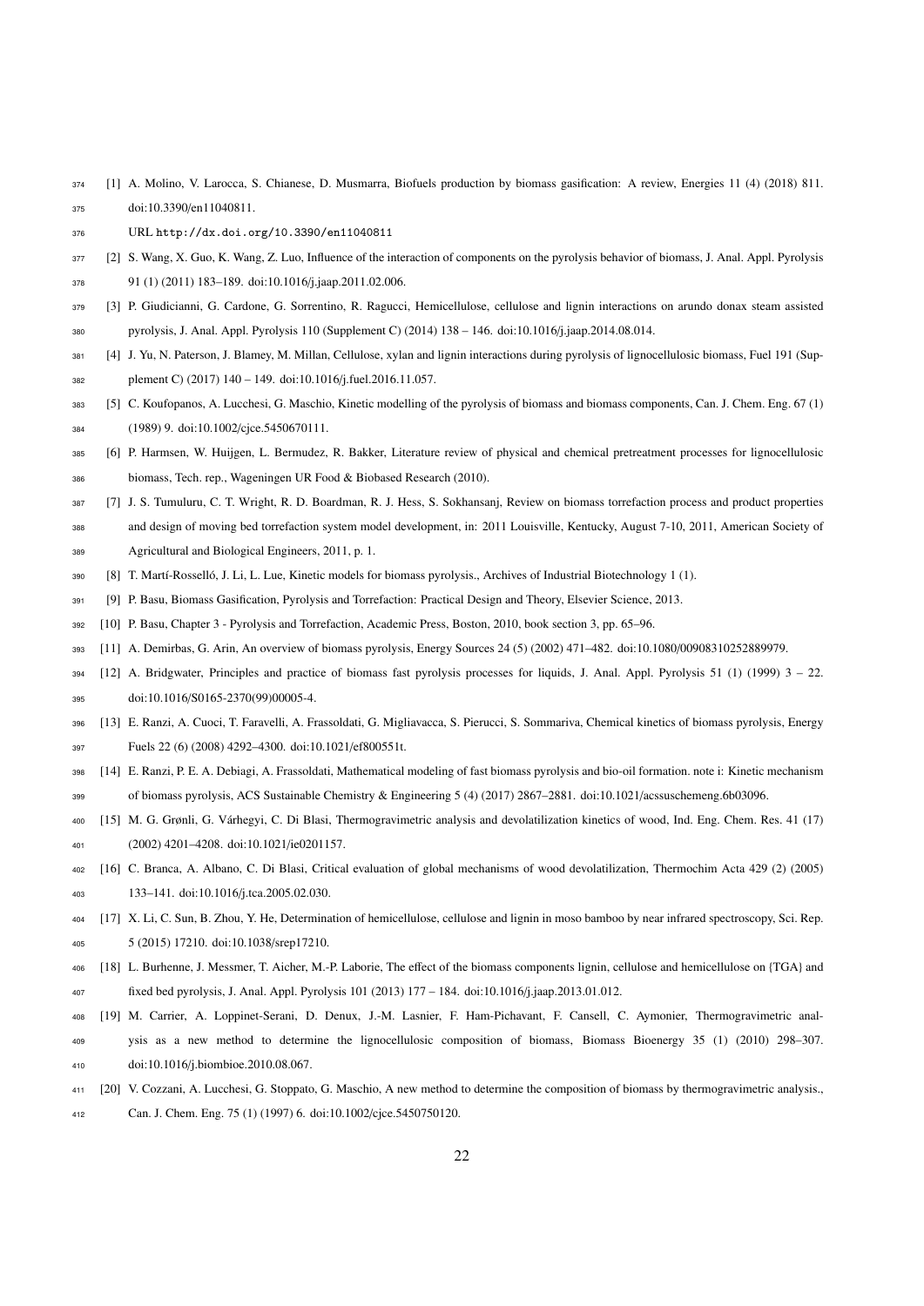[1] A. Molino, V. Larocca, S. Chianese, D. Musmarra, Biofuels production by biomass gasification: A review, Energies 11 (4) (2018) 811. doi:10.3390/en11040811.
URL http://dx.doi.org/10.3390/en11040811

[2] S. Wang, X. Guo, K. Wang, Z. Luo, Influence of the interaction of components on the pyrolysis behavior of biomass, J. Anal. Appl. Pyrolysis 91 (1) (2011) 183–189. doi:10.1016/j.jaap.2011.02.006.

[3] P. Giudicianni, G. Cardone, G. Sorrentino, R. Ragucci, Hemicellulose, cellulose and lignin interactions on arundo donax steam assisted pyrolysis, J. Anal. Appl. Pyrolysis 110 (Supplement C) (2014) 138 – 146. doi:10.1016/j.jaap.2014.08.014.

[4] J. Yu, N. Paterson, J. Blamey, M. Millan, Cellulose, xylan and lignin interactions during pyrolysis of lignocellulosic biomass, Fuel 191 (Supplement C) (2017) 140 – 149. doi:10.1016/j.fuel.2016.11.057.

[5] C. Koufopanos, A. Lucchesi, G. Maschio, Kinetic modelling of the pyrolysis of biomass and biomass components, Can. J. Chem. Eng. 67 (1) (1989) 9. doi:10.1002/cjce.5450670111.

[6] P. Harmsen, W. Huijgen, L. Bermudez, R. Bakker, Literature review of physical and chemical pretreatment processes for lignocellulosic biomass, Tech. rep., Wageningen UR Food & Biobased Research (2010).

[7] J. S. Tumuluru, C. T. Wright, R. D. Boardman, R. J. Hess, S. Sokhansanj, Review on biomass torrefaction process and product properties and design of moving bed torrefaction system model development, in: 2011 Louisville, Kentucky, August 7-10, 2011, American Society of Agricultural and Biological Engineers, 2011, p. 1.

[8] T. Martí-Rosselló, J. Li, L. Lue, Kinetic models for biomass pyrolysis., Archives of Industrial Biotechnology 1 (1).

[9] P. Basu, Biomass Gasification, Pyrolysis and Torrefaction: Practical Design and Theory, Elsevier Science, 2013.

[10] P. Basu, Chapter 3 - Pyrolysis and Torrefaction, Academic Press, Boston, 2010, book section 3, pp. 65–96.

[11] A. Demirbas, G. Arin, An overview of biomass pyrolysis, Energy Sources 24 (5) (2002) 471–482. doi:10.1080/00908310252889979.

[12] A. Bridgwater, Principles and practice of biomass fast pyrolysis processes for liquids, J. Anal. Appl. Pyrolysis 51 (1) (1999) 3 – 22. doi:10.1016/S0165-2370(99)00005-4.

[13] E. Ranzi, A. Cuoci, T. Faravelli, A. Frassoldati, G. Migliavacca, S. Pierucci, S. Sommariva, Chemical kinetics of biomass pyrolysis, Energy Fuels 22 (6) (2008) 4292–4300. doi:10.1021/ef800551t.

[14] E. Ranzi, P. E. A. Debiagi, A. Frassoldati, Mathematical modeling of fast biomass pyrolysis and bio-oil formation. note i: Kinetic mechanism of biomass pyrolysis, ACS Sustainable Chemistry & Engineering 5 (4) (2017) 2867–2881. doi:10.1021/acssuschemeng.6b03096.

[15] M. G. Grønli, G. Várhegyi, C. Di Blasi, Thermogravimetric analysis and devolatilization kinetics of wood, Ind. Eng. Chem. Res. 41 (17) (2002) 4201–4208. doi:10.1021/ie0201157.

[16] C. Branca, A. Albano, C. Di Blasi, Critical evaluation of global mechanisms of wood devolatilization, Thermochim Acta 429 (2) (2005) 133–141. doi:10.1016/j.tca.2005.02.030.

[17] X. Li, C. Sun, B. Zhou, Y. He, Determination of hemicellulose, cellulose and lignin in moso bamboo by near infrared spectroscopy, Sci. Rep. 5 (2015) 17210. doi:10.1038/srep17210.

[18] L. Burhenne, J. Messmer, T. Aicher, M.-P. Laborie, The effect of the biomass components lignin, cellulose and hemicellulose on {TGA} and fixed bed pyrolysis, J. Anal. Appl. Pyrolysis 101 (2013) 177 – 184. doi:10.1016/j.jaap.2013.01.012.

[19] M. Carrier, A. Loppinet-Serani, D. Denux, J.-M. Lasnier, F. Ham-Pichavant, F. Cansell, C. Aymonier, Thermogravimetric analysis as a new method to determine the lignocellulosic composition of biomass, Biomass Bioenergy 35 (1) (2010) 298–307. doi:10.1016/j.biombioe.2010.08.067.

[20] V. Cozzani, A. Lucchesi, G. Stoppato, G. Maschio, A new method to determine the composition of biomass by thermogravimetric analysis., Can. J. Chem. Eng. 75 (1) (1997) 6. doi:10.1002/cjce.5450750120.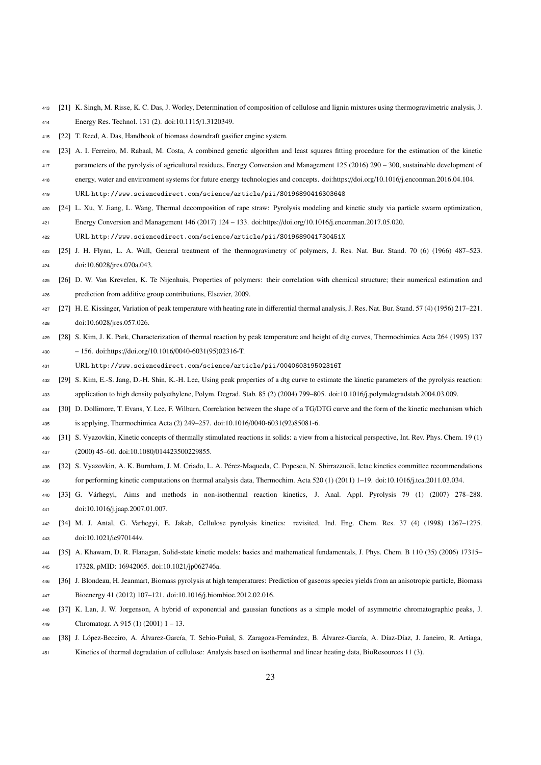[21] K. Singh, M. Risse, K. C. Das, J. Worley, Determination of composition of cellulose and lignin mixtures using thermogravimetric analysis, J. Energy Res. Technol. 131 (2). doi:10.1115/1.3120349.

[22] T. Reed, A. Das, Handbook of biomass downdraft gasifier engine system.

[23] A. I. Ferreiro, M. Rabaal, M. Costa, A combined genetic algorithm and least squares fitting procedure for the estimation of the kinetic parameters of the pyrolysis of agricultural residues, Energy Conversion and Management 125 (2016) 290 – 300, sustainable development of energy, water and environment systems for future energy technologies and concepts. doi:https://doi.org/10.1016/j.enconman.2016.04.104. URL http://www.sciencedirect.com/science/article/pii/S0196890416303648

[24] L. Xu, Y. Jiang, L. Wang, Thermal decomposition of rape straw: Pyrolysis modeling and kinetic study via particle swarm optimization, Energy Conversion and Management 146 (2017) 124 – 133. doi:https://doi.org/10.1016/j.enconman.2017.05.020. URL http://www.sciencedirect.com/science/article/pii/S019689041730451X

[25] J. H. Flynn, L. A. Wall, General treatment of the thermogravimetry of polymers, J. Res. Nat. Bur. Stand. 70 (6) (1966) 487–523. doi:10.6028/jres.070a.043.

[26] D. W. Van Krevelen, K. Te Nijenhuis, Properties of polymers: their correlation with chemical structure; their numerical estimation and prediction from additive group contributions, Elsevier, 2009.

[27] H. E. Kissinger, Variation of peak temperature with heating rate in differential thermal analysis, J. Res. Nat. Bur. Stand. 57 (4) (1956) 217–221. doi:10.6028/jres.057.026.

[28] S. Kim, J. K. Park, Characterization of thermal reaction by peak temperature and height of dtg curves, Thermochimica Acta 264 (1995) 137 – 156. doi:https://doi.org/10.1016/0040-6031(95)02316-T. URL http://www.sciencedirect.com/science/article/pii/004060319502316T

[29] S. Kim, E.-S. Jang, D.-H. Shin, K.-H. Lee, Using peak properties of a dtg curve to estimate the kinetic parameters of the pyrolysis reaction: application to high density polyethylene, Polym. Degrad. Stab. 85 (2) (2004) 799–805. doi:10.1016/j.polymdegradstab.2004.03.009.

[30] D. Dollimore, T. Evans, Y. Lee, F. Wilburn, Correlation between the shape of a TG/DTG curve and the form of the kinetic mechanism which is applying, Thermochimica Acta (2) 249–257. doi:10.1016/0040-6031(92)85081-6.

[31] S. Vyazovkin, Kinetic concepts of thermally stimulated reactions in solids: a view from a historical perspective, Int. Rev. Phys. Chem. 19 (1) (2000) 45–60. doi:10.1080/014423500229855.

[32] S. Vyazovkin, A. K. Burnham, J. M. Criado, L. A. Pérez-Maqueda, C. Popescu, N. Sbirrazzuoli, Ictac kinetics committee recommendations for performing kinetic computations on thermal analysis data, Thermochim. Acta 520 (1) (2011) 1–19. doi:10.1016/j.tca.2011.03.034.

[33] G. Várhegyi, Aims and methods in non-isothermal reaction kinetics, J. Anal. Appl. Pyrolysis 79 (1) (2007) 278–288. doi:10.1016/j.jaap.2007.01.007.

[34] M. J. Antal, G. Varhegyi, E. Jakab, Cellulose pyrolysis kinetics: revisited, Ind. Eng. Chem. Res. 37 (4) (1998) 1267–1275. doi:10.1021/ie970144v.

[35] A. Khawam, D. R. Flanagan, Solid-state kinetic models: basics and mathematical fundamentals, J. Phys. Chem. B 110 (35) (2006) 17315–17328, pMID: 16942065. doi:10.1021/jp062746a.

[36] J. Blondeau, H. Jeanmart, Biomass pyrolysis at high temperatures: Prediction of gaseous species yields from an anisotropic particle, Biomass Bioenergy 41 (2012) 107–121. doi:10.1016/j.biombioe.2012.02.016.

[37] K. Lan, J. W. Jorgenson, A hybrid of exponential and gaussian functions as a simple model of asymmetric chromatographic peaks, J. Chromatogr. A 915 (1) (2001) 1 – 13.

[38] J. López-Beceiro, A. Álvarez-García, T. Sebio-Puñal, S. Zaragoza-Fernández, B. Álvarez-García, A. Díaz-Díaz, J. Janeiro, R. Artiaga, Kinetics of thermal degradation of cellulose: Analysis based on isothermal and linear heating data, BioResources 11 (3).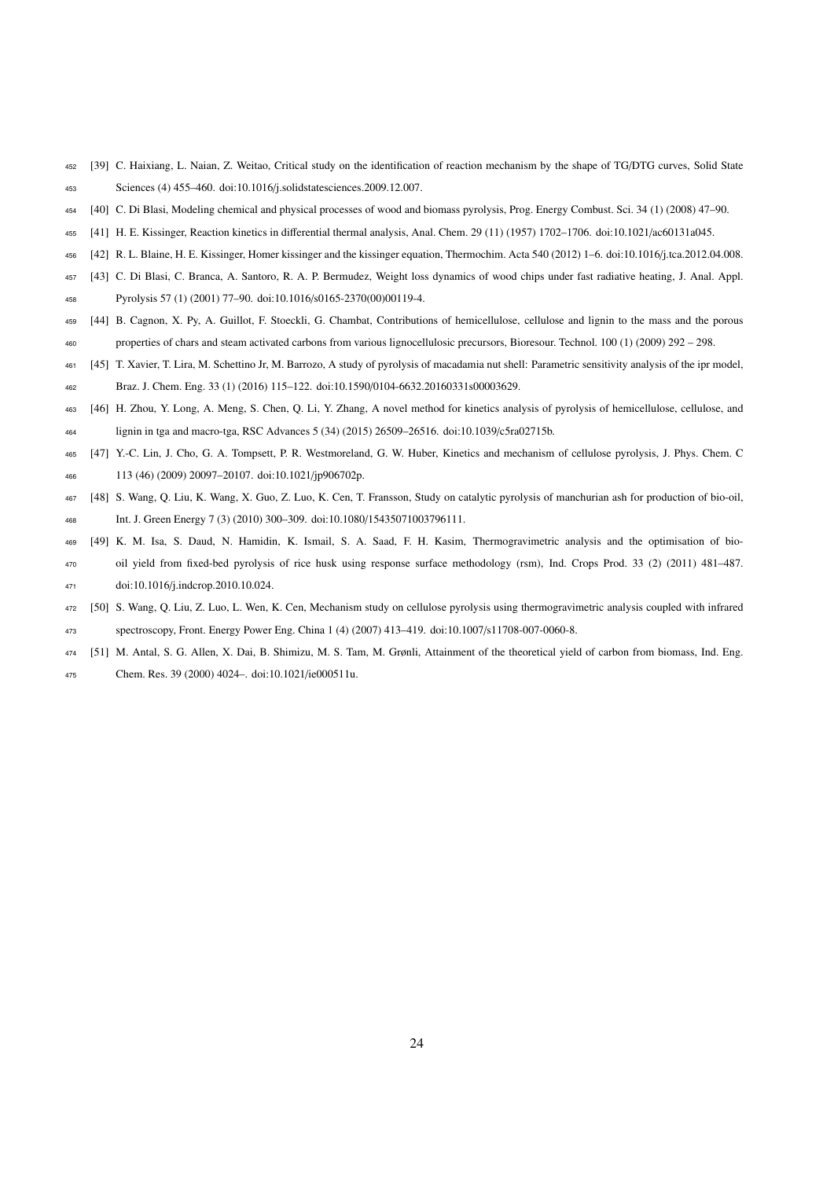[39] C. Haixiang, L. Naian, Z. Weitao, Critical study on the identification of reaction mechanism by the shape of TG/DTG curves, Solid State Sciences (4) 455–460. doi:10.1016/j.solidstatesciences.2009.12.007.

[40] C. Di Blasi, Modeling chemical and physical processes of wood and biomass pyrolysis, Prog. Energy Combust. Sci. 34 (1) (2008) 47–90.

[41] H. E. Kissinger, Reaction kinetics in differential thermal analysis, Anal. Chem. 29 (11) (1957) 1702–1706. doi:10.1021/ac60131a045.

[42] R. L. Blaine, H. E. Kissinger, Homer kissinger and the kissinger equation, Thermochim. Acta 540 (2012) 1–6. doi:10.1016/j.tca.2012.04.008.

[43] C. Di Blasi, C. Branca, A. Santoro, R. A. P. Bermudez, Weight loss dynamics of wood chips under fast radiative heating, J. Anal. Appl. Pyrolysis 57 (1) (2001) 77–90. doi:10.1016/s0165-2370(00)00119-4.

[44] B. Cagnon, X. Py, A. Guillot, F. Stoeckli, G. Chambat, Contributions of hemicellulose, cellulose and lignin to the mass and the porous properties of chars and steam activated carbons from various lignocellulosic precursors, Bioresour. Technol. 100 (1) (2009) 292 – 298.

[45] T. Xavier, T. Lira, M. Schettino Jr, M. Barrozo, A study of pyrolysis of macadamia nut shell: Parametric sensitivity analysis of the ipr model, Braz. J. Chem. Eng. 33 (1) (2016) 115–122. doi:10.1590/0104-6632.20160331s00003629.

[46] H. Zhou, Y. Long, A. Meng, S. Chen, Q. Li, Y. Zhang, A novel method for kinetics analysis of pyrolysis of hemicellulose, cellulose, and lignin in tga and macro-tga, RSC Advances 5 (34) (2015) 26509–26516. doi:10.1039/c5ra02715b.

[47] Y.-C. Lin, J. Cho, G. A. Tompsett, P. R. Westmoreland, G. W. Huber, Kinetics and mechanism of cellulose pyrolysis, J. Phys. Chem. C 113 (46) (2009) 20097–20107. doi:10.1021/jp906702p.

[48] S. Wang, Q. Liu, K. Wang, X. Guo, Z. Luo, K. Cen, T. Fransson, Study on catalytic pyrolysis of manchurian ash for production of bio-oil, Int. J. Green Energy 7 (3) (2010) 300–309. doi:10.1080/15435071003796111.

[49] K. M. Isa, S. Daud, N. Hamidin, K. Ismail, S. A. Saad, F. H. Kasim, Thermogravimetric analysis and the optimisation of bio-oil yield from fixed-bed pyrolysis of rice husk using response surface methodology (rsm), Ind. Crops Prod. 33 (2) (2011) 481–487. doi:10.1016/j.indcrop.2010.10.024.

[50] S. Wang, Q. Liu, Z. Luo, L. Wen, K. Cen, Mechanism study on cellulose pyrolysis using thermogravimetric analysis coupled with infrared spectroscopy, Front. Energy Power Eng. China 1 (4) (2007) 413–419. doi:10.1007/s11708-007-0060-8.

[51] M. Antal, S. G. Allen, X. Dai, B. Shimizu, M. S. Tam, M. Grønli, Attainment of the theoretical yield of carbon from biomass, Ind. Eng. Chem. Res. 39 (2000) 4024–. doi:10.1021/ie000511u.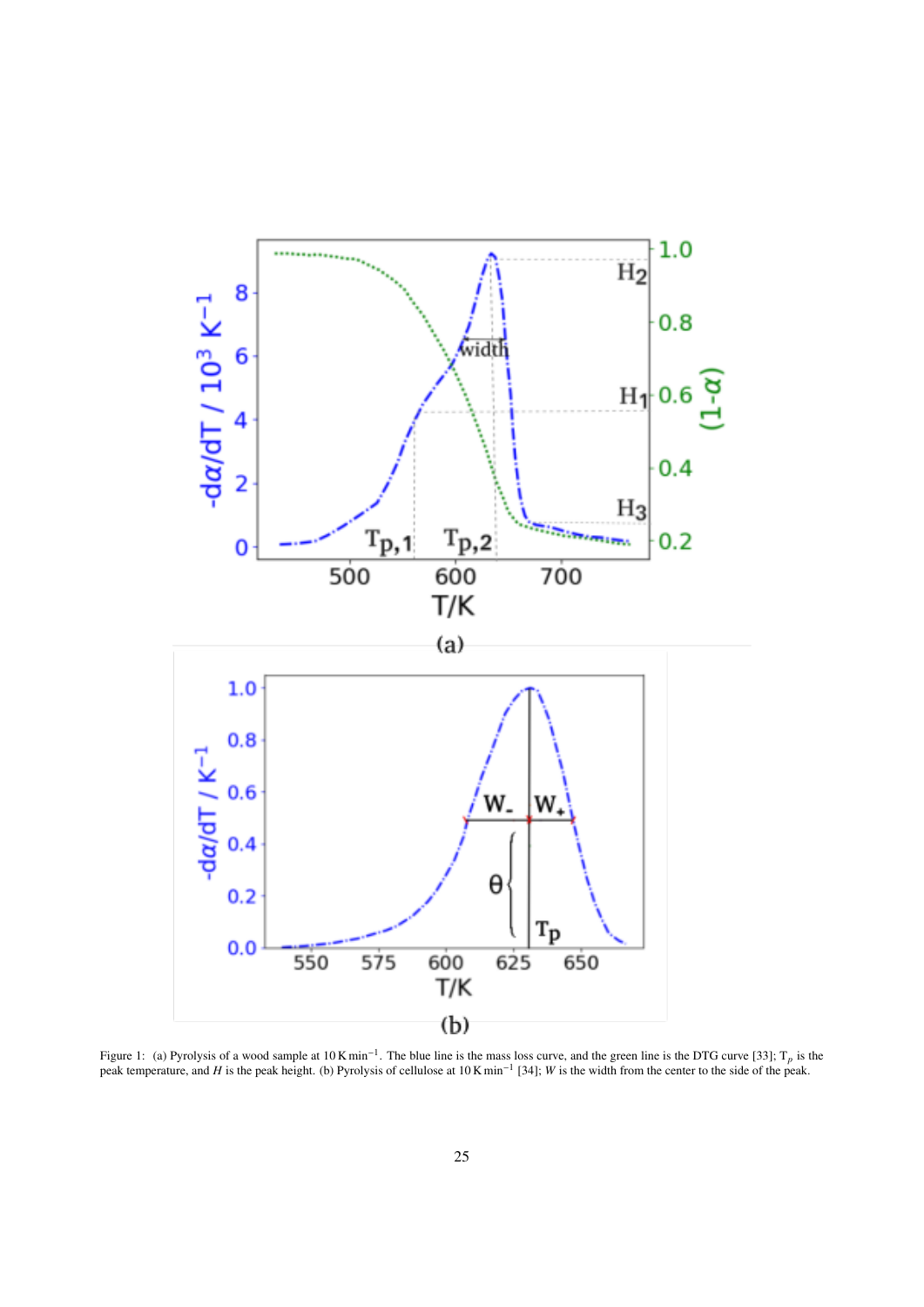Figure 1: (a) Pyrolysis of a wood sample at 10 K min$^{-1}$. The blue line is the mass loss curve, and the green line is the DTG curve [33]; $T_p$ is the peak temperature, and $H$ is the peak height. (b) Pyrolysis of cellulose at 10 K min$^{-1}$ [34]; $W$ is the width from the center to the side of the peak.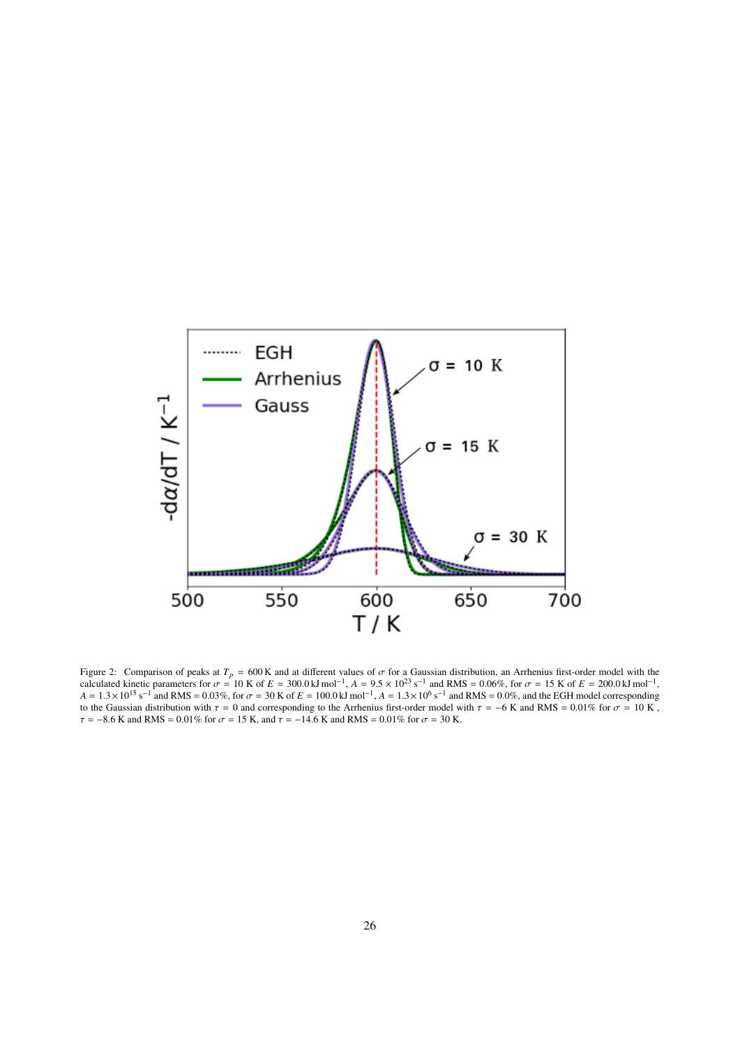Figure 2: Comparison of peaks at $T_p$ = 600 K and at different values of $\sigma$ for a Gaussian distribution, an Arrhenius first-order model with the calculated kinetic parameters for $\sigma$ = 10 K of $E$ = 300.0 kJ mol$^{-1}$, $A$ = 9.5 × 10$^{23}$ s$^{-1}$ and RMS = 0.06%, for $\sigma$ = 15 K of $E$ = 200.0 kJ mol$^{-1}$, $A$ = 1.3 × 10$^{15}$ s$^{-1}$ and RMS = 0.03%, for $\sigma$ = 30 K of $E$ = 100.0 kJ mol$^{-1}$, $A$ = 1.3 × 10$^{6}$ s$^{-1}$ and RMS = 0.0%, and the EGH model corresponding to the Gaussian distribution with $\tau$ = 0 and corresponding to the Arrhenius first-order model with $\tau$ = −6 K and RMS = 0.01% for $\sigma$ = 10 K, $\tau$ = −8.6 K and RMS = 0.01% for $\sigma$ = 15 K, and $\tau$ = −14.6 K and RMS = 0.01% for $\sigma$ = 30 K.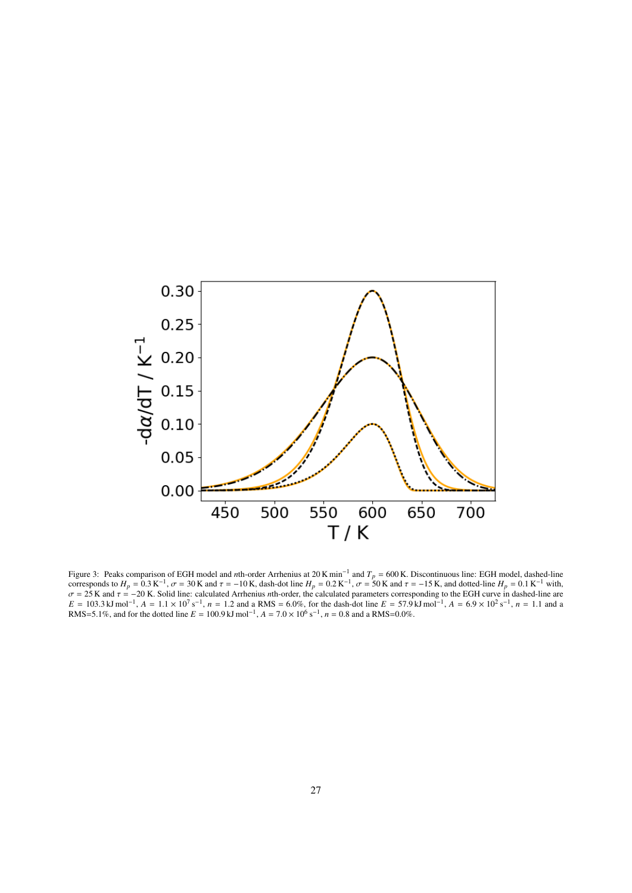Figure 3: Peaks comparison of EGH model and $n$th-order Arrhenius at 20 K min$^{-1}$ and $T_p$ = 600 K. Discontinuous line: EGH model, dashed-line corresponds to $H_p$ = 0.3 K$^{-1}$, $\sigma$ = 30 K and $\tau$ = −10 K, dash-dot line $H_p$ = 0.2 K$^{-1}$, $\sigma$ = 50 K and $\tau$ = −15 K, and dotted-line $H_p$ = 0.1 K$^{-1}$ with, $\sigma$ = 25 K and $\tau$ = −20 K. Solid line: calculated Arrhenius $n$th-order, the calculated parameters corresponding to the EGH curve in dashed-line are $E$ = 103.3 kJ mol$^{-1}$, $A$ = 1.1 × 10$^{7}$ s$^{-1}$, $n$ = 1.2 and a RMS = 6.0%, for the dash-dot line $E$ = 57.9 kJ mol$^{-1}$, $A$ = 6.9 × 10$^{2}$ s$^{-1}$, $n$ = 1.1 and a RMS=5.1%, and for the dotted line $E$ = 100.9 kJ mol$^{-1}$, $A$ = 7.0 × 10$^{6}$ s$^{-1}$, $n$ = 0.8 and a RMS=0.0%.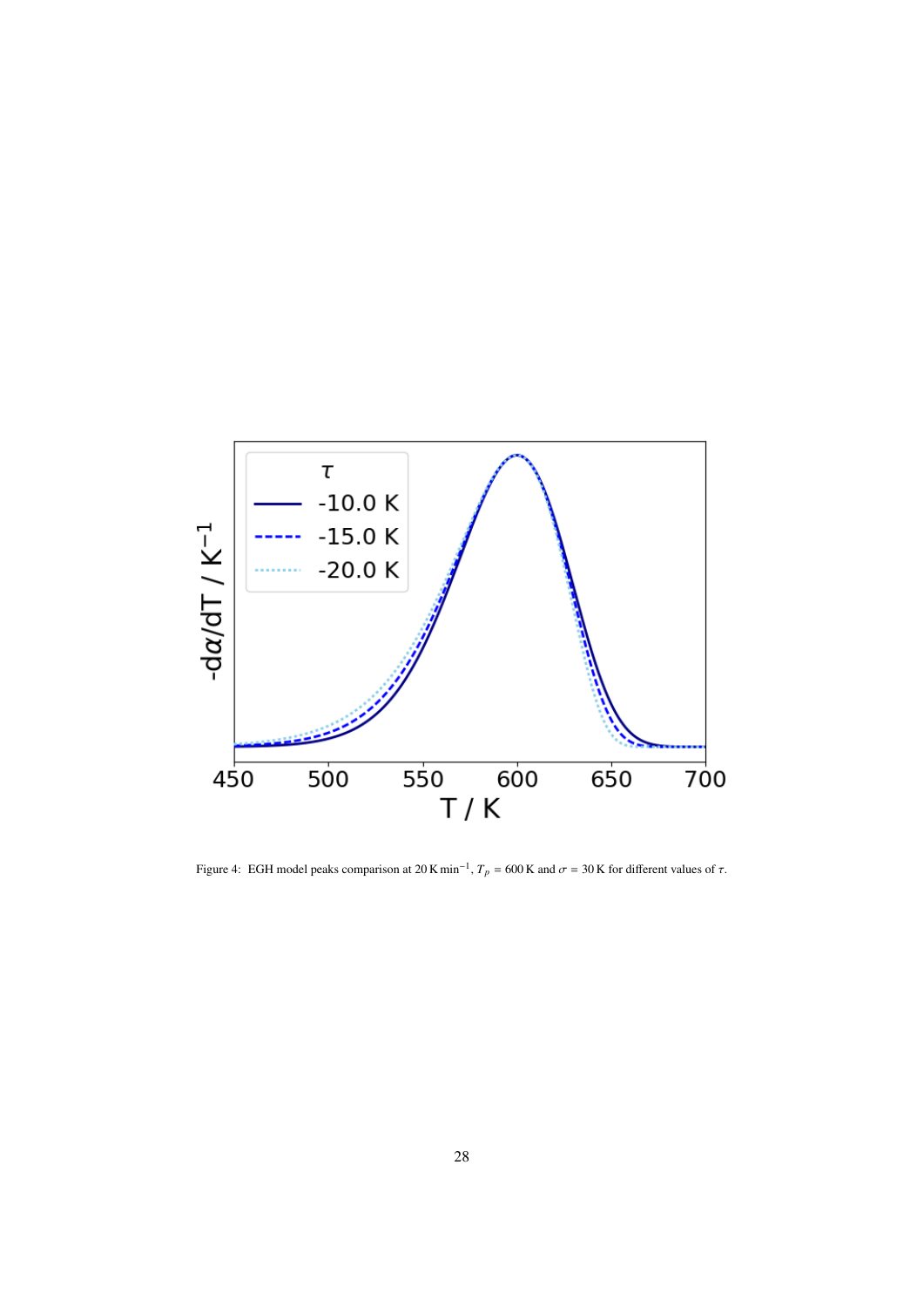Figure 4: EGH model peaks comparison at $20\,\mathrm{K\,min^{-1}}$, $T_p = 600\,\mathrm{K}$ and $\sigma = 30\,\mathrm{K}$ for different values of $\tau$.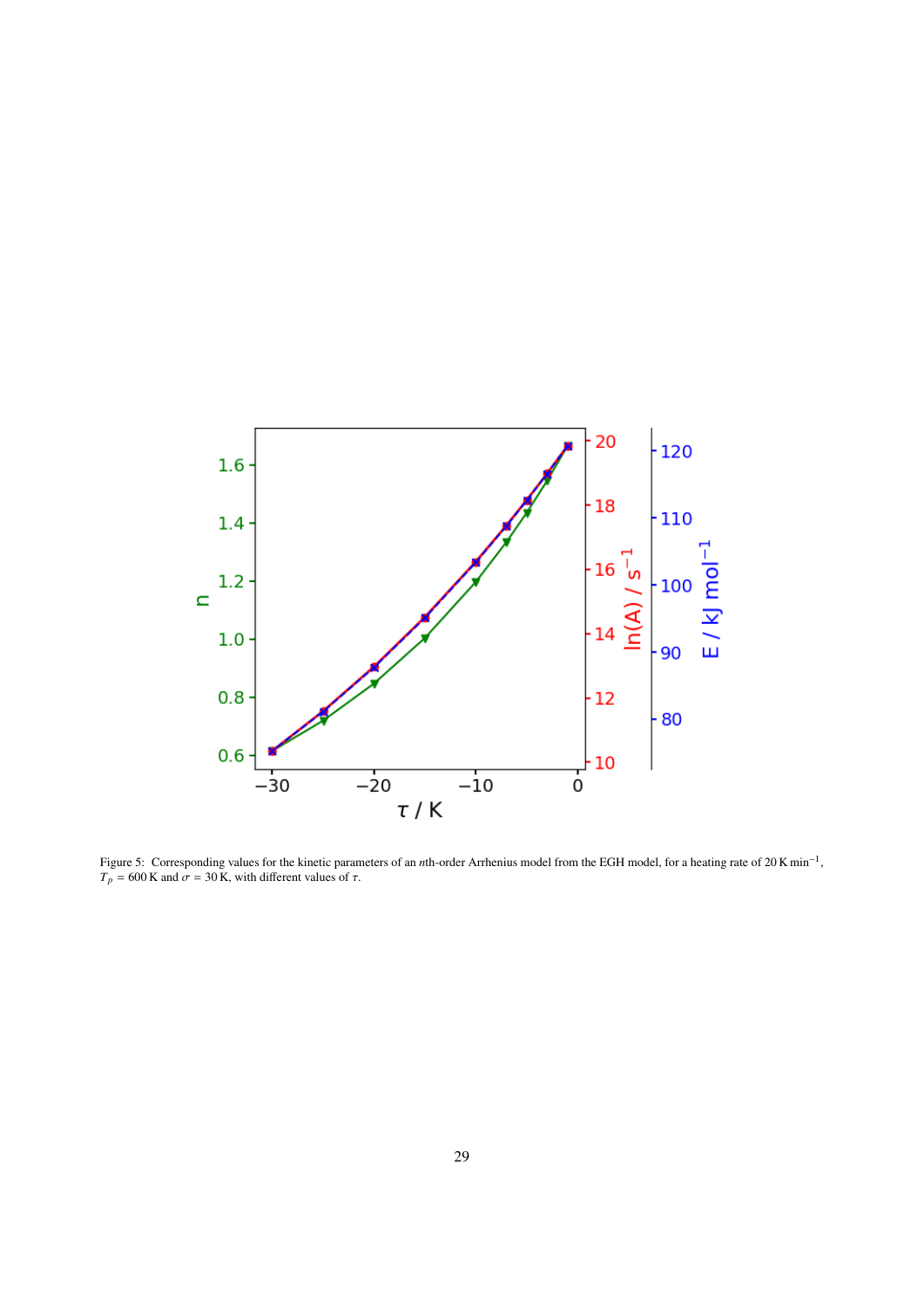Figure 5: Corresponding values for the kinetic parameters of an *n*th-order Arrhenius model from the EGH model, for a heating rate of $20\,\mathrm{K\,min^{-1}}$, $T_p = 600\,\mathrm{K}$ and $\sigma = 30\,\mathrm{K}$, with different values of $\tau$.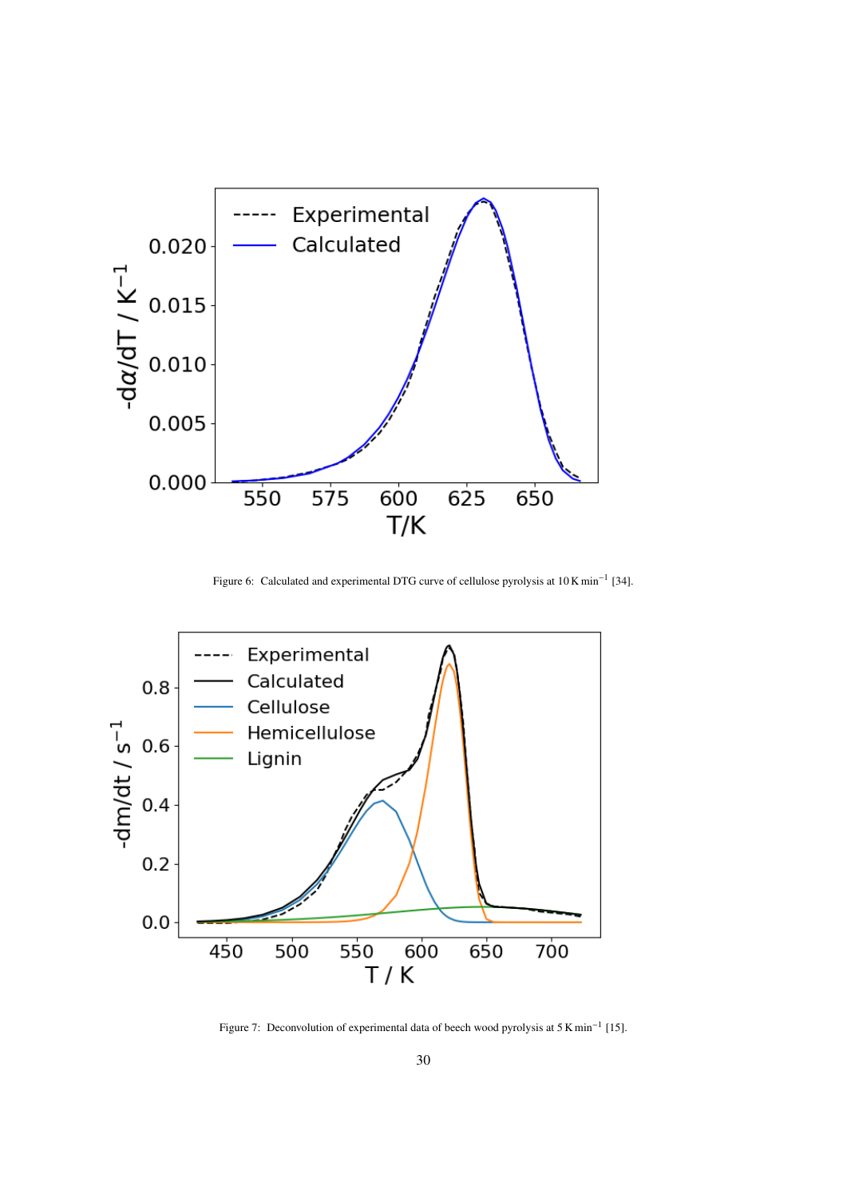Figure 6: Calculated and experimental DTG curve of cellulose pyrolysis at 10 K min$^{-1}$ [34].

Figure 7: Deconvolution of experimental data of beech wood pyrolysis at 5 K min$^{-1}$ [15].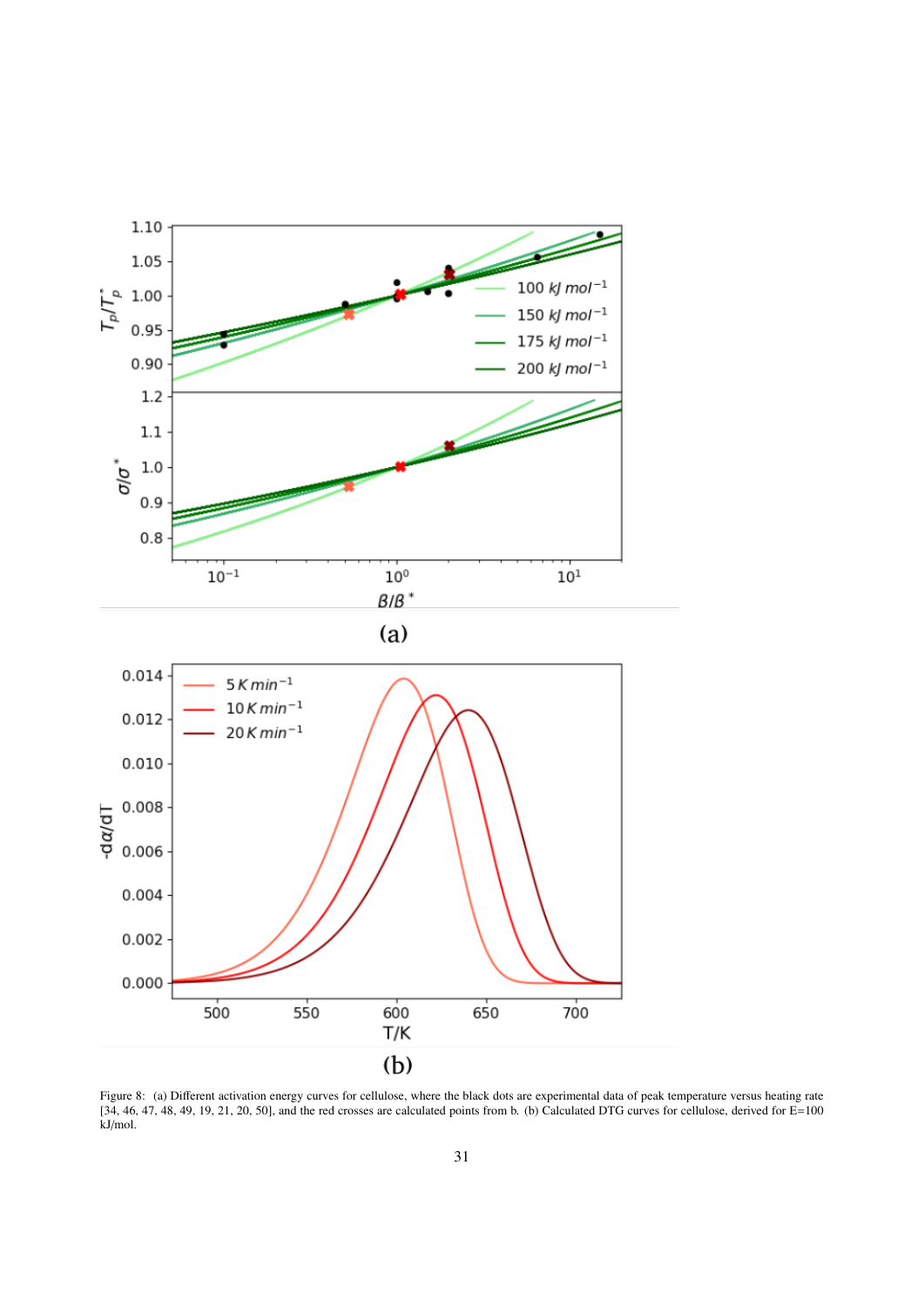Figure 8: (a) Different activation energy curves for cellulose, where the black dots are experimental data of peak temperature versus heating rate [34, 46, 47, 48, 49, 19, 21, 20, 50], and the red crosses are calculated points from b. (b) Calculated DTG curves for cellulose, derived for E=100 kJ/mol.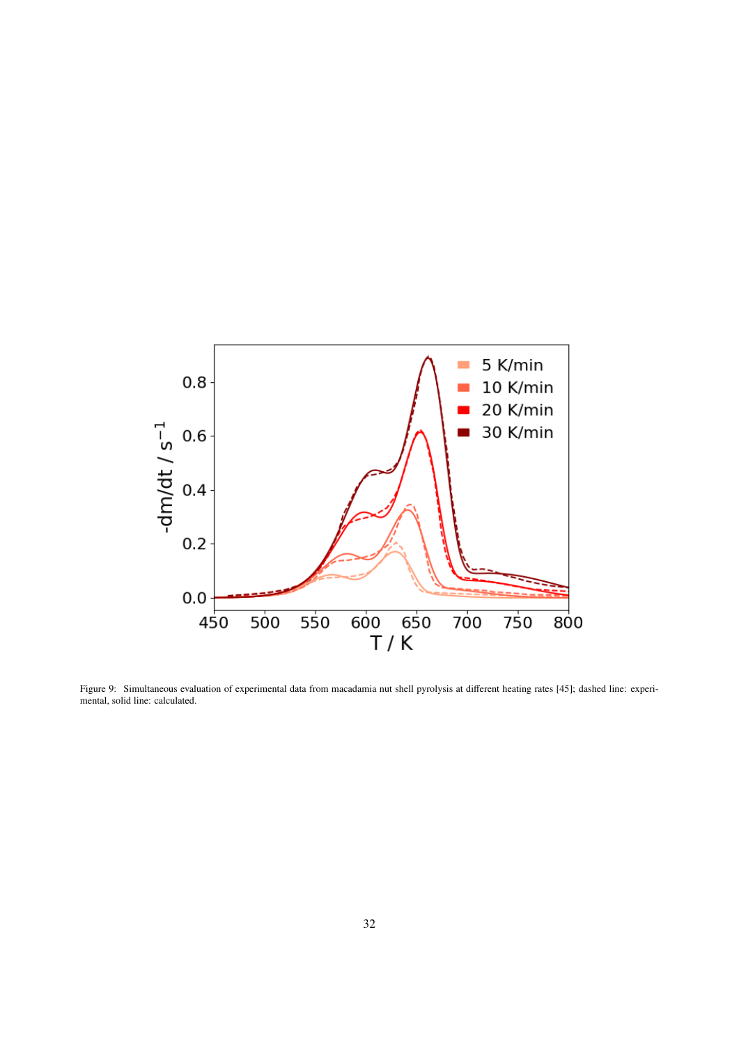5 K/min
10 K/min
20 K/min
30 K/min

-dm/dt / s$^{-1}$

0.0
0.2
0.4
0.6
0.8

450 500 550 600 650 700 750 800

T / K

Figure 9: Simultaneous evaluation of experimental data from macadamia nut shell pyrolysis at different heating rates [45]; dashed line: experimental, solid line: calculated.